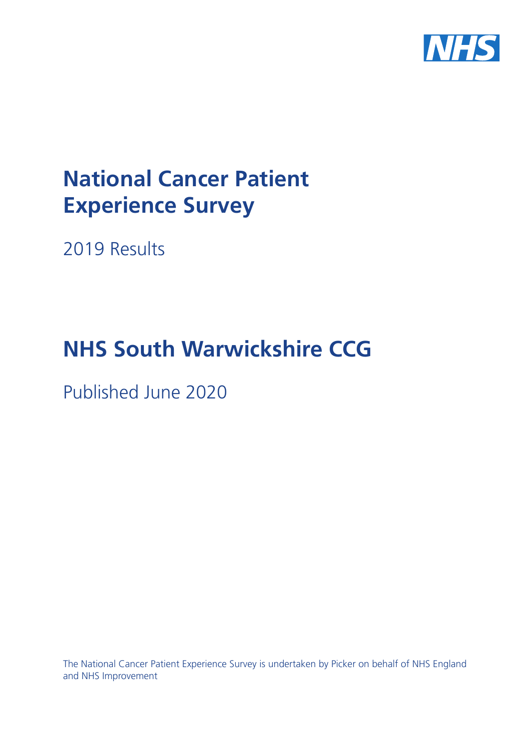# National Cancer Patient Experience Survey

2019 Results

# NHS South Warwickshire CCG

Published June 2020

The National Cancer Patient Experience Survey is undertaken by Picker on behalf of NHS England and NHS Improvement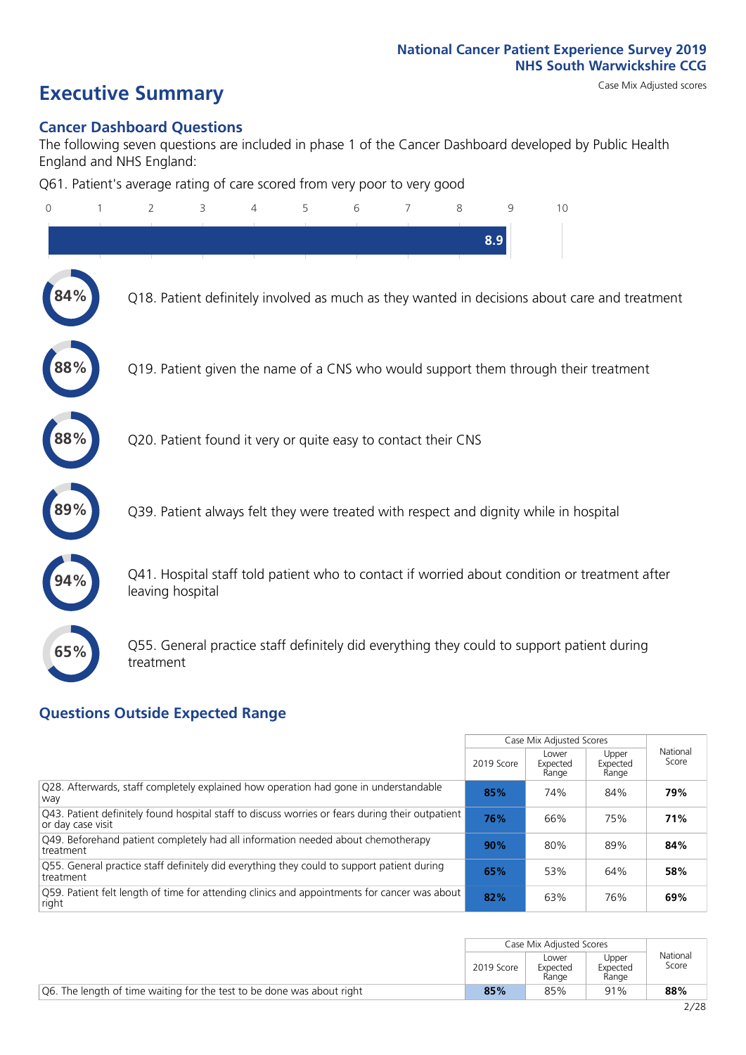National Cancer Patient Experience Survey 2019
NHS South Warwickshire CCG

# Executive Summary

Case Mix Adjusted scores

## Cancer Dashboard Questions

The following seven questions are included in phase 1 of the Cancer Dashboard developed by Public Health England and NHS England:

Q61. Patient's average rating of care scored from very poor to very good

8.9

- **84%** Q18. Patient definitely involved as much as they wanted in decisions about care and treatment
- **88%** Q19. Patient given the name of a CNS who would support them through their treatment
- **88%** Q20. Patient found it very or quite easy to contact their CNS
- **89%** Q39. Patient always felt they were treated with respect and dignity while in hospital
- **94%** Q41. Hospital staff told patient who to contact if worried about condition or treatment after leaving hospital
- **65%** Q55. General practice staff definitely did everything they could to support patient during treatment

## Questions Outside Expected Range

| | Case Mix Adjusted Scores | | | National Score |
|---|---|---|---|---|
| | 2019 Score | Lower Expected Range | Upper Expected Range | |
| Q28. Afterwards, staff completely explained how operation had gone in understandable way | **85%** | 74% | 84% | **79%** |
| Q43. Patient definitely found hospital staff to discuss worries or fears during their outpatient or day case visit | **76%** | 66% | 75% | **71%** |
| Q49. Beforehand patient completely had all information needed about chemotherapy treatment | **90%** | 80% | 89% | **84%** |
| Q55. General practice staff definitely did everything they could to support patient during treatment | **65%** | 53% | 64% | **58%** |
| Q59. Patient felt length of time for attending clinics and appointments for cancer was about right | **82%** | 63% | 76% | **69%** |

| | Case Mix Adjusted Scores | | | National Score |
|---|---|---|---|---|
| | 2019 Score | Lower Expected Range | Upper Expected Range | |
| Q6. The length of time waiting for the test to be done was about right | **85%** | 85% | 91% | **88%** |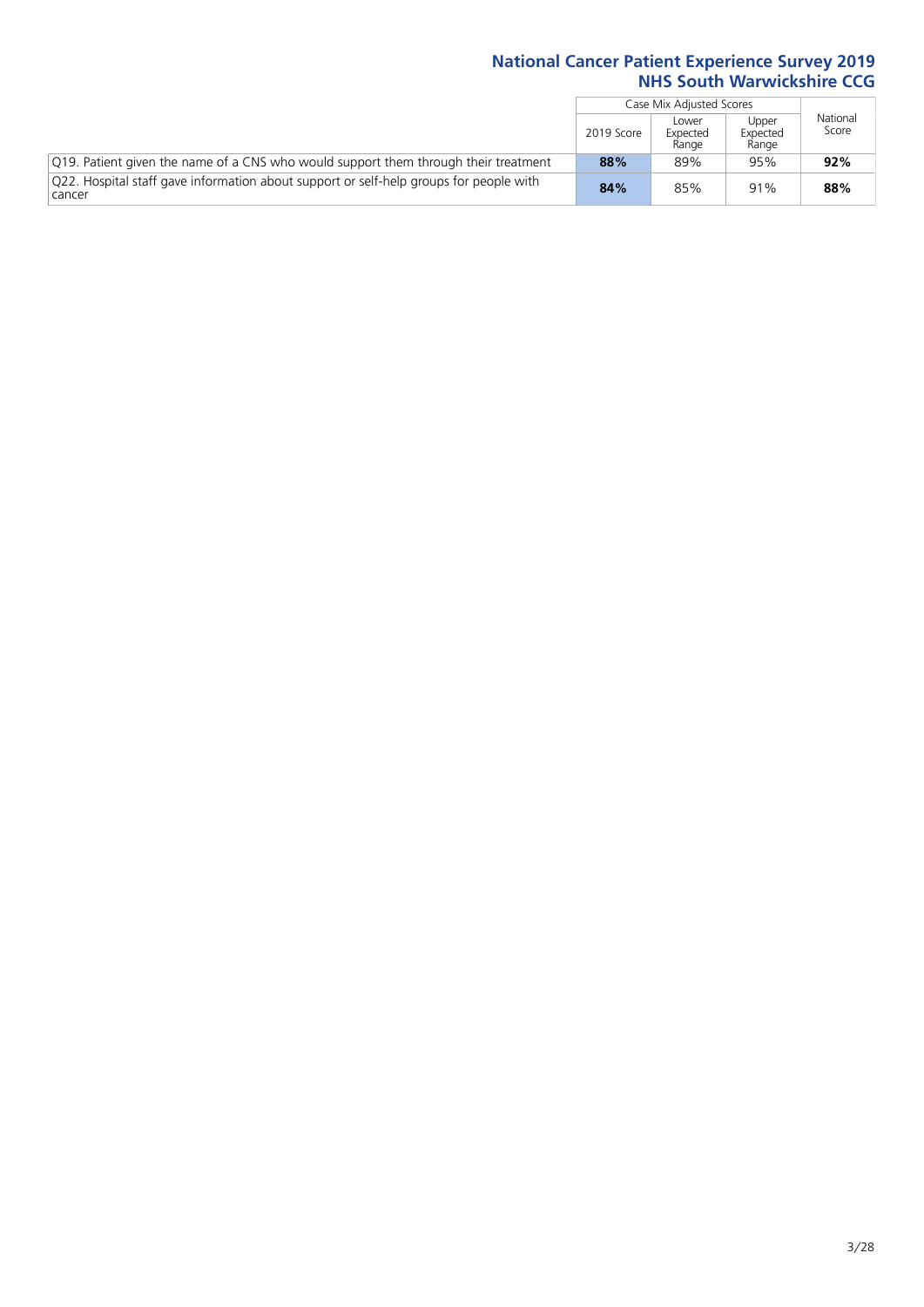| | Case Mix Adjusted Scores | | | National Score |
|---|---|---|---|---|
| | 2019 Score | Lower Expected Range | Upper Expected Range | |
| Q19. Patient given the name of a CNS who would support them through their treatment | **88%** | 89% | 95% | **92%** |
| Q22. Hospital staff gave information about support or self-help groups for people with cancer | **84%** | 85% | 91% | **88%** |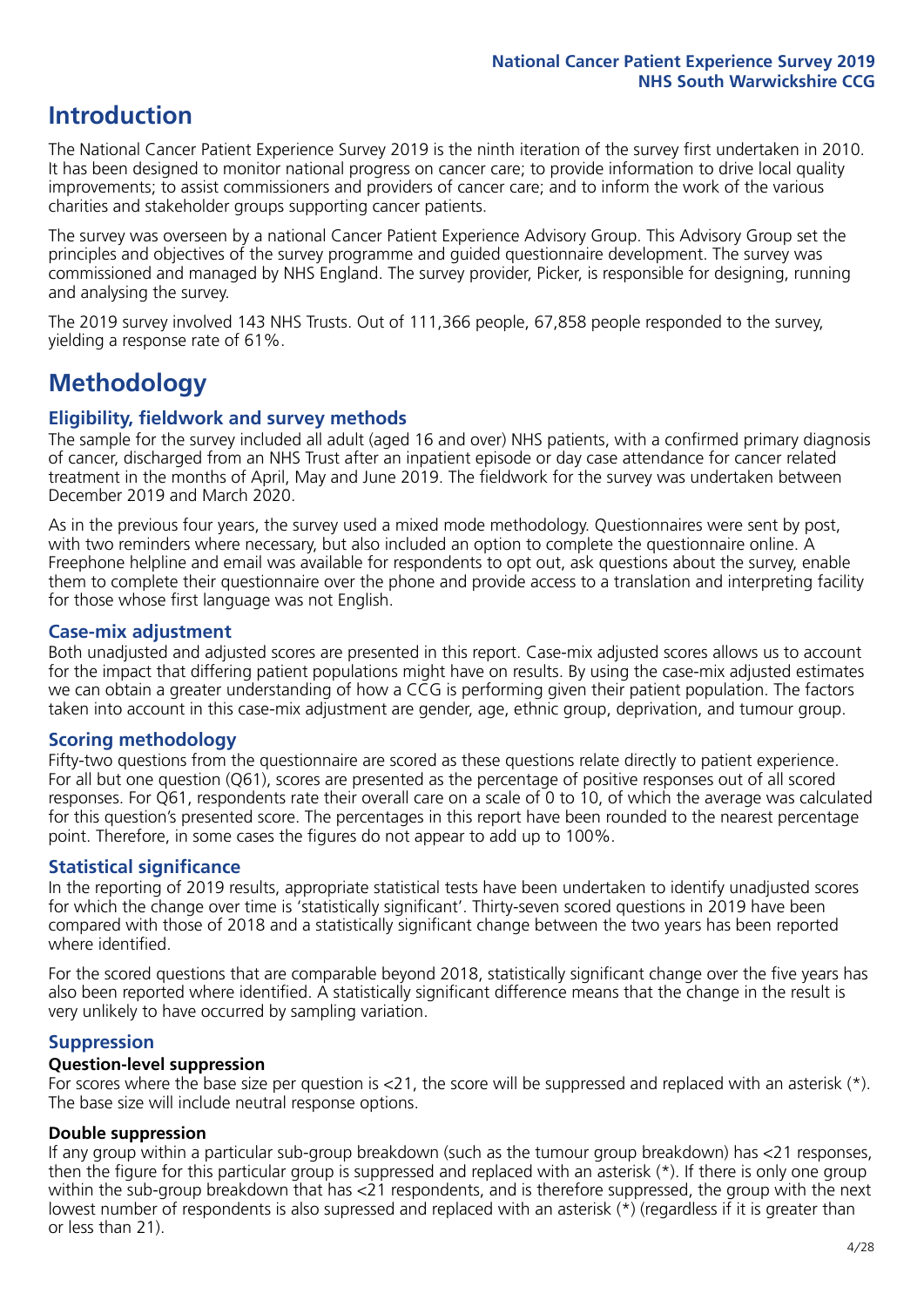# Introduction

The National Cancer Patient Experience Survey 2019 is the ninth iteration of the survey first undertaken in 2010. It has been designed to monitor national progress on cancer care; to provide information to drive local quality improvements; to assist commissioners and providers of cancer care; and to inform the work of the various charities and stakeholder groups supporting cancer patients.

The survey was overseen by a national Cancer Patient Experience Advisory Group. This Advisory Group set the principles and objectives of the survey programme and guided questionnaire development. The survey was commissioned and managed by NHS England. The survey provider, Picker, is responsible for designing, running and analysing the survey.

The 2019 survey involved 143 NHS Trusts. Out of 111,366 people, 67,858 people responded to the survey, yielding a response rate of 61%.

# Methodology

## Eligibility, fieldwork and survey methods

The sample for the survey included all adult (aged 16 and over) NHS patients, with a confirmed primary diagnosis of cancer, discharged from an NHS Trust after an inpatient episode or day case attendance for cancer related treatment in the months of April, May and June 2019. The fieldwork for the survey was undertaken between December 2019 and March 2020.

As in the previous four years, the survey used a mixed mode methodology. Questionnaires were sent by post, with two reminders where necessary, but also included an option to complete the questionnaire online. A Freephone helpline and email was available for respondents to opt out, ask questions about the survey, enable them to complete their questionnaire over the phone and provide access to a translation and interpreting facility for those whose first language was not English.

## Case-mix adjustment

Both unadjusted and adjusted scores are presented in this report. Case-mix adjusted scores allows us to account for the impact that differing patient populations might have on results. By using the case-mix adjusted estimates we can obtain a greater understanding of how a CCG is performing given their patient population. The factors taken into account in this case-mix adjustment are gender, age, ethnic group, deprivation, and tumour group.

## Scoring methodology

Fifty-two questions from the questionnaire are scored as these questions relate directly to patient experience. For all but one question (Q61), scores are presented as the percentage of positive responses out of all scored responses. For Q61, respondents rate their overall care on a scale of 0 to 10, of which the average was calculated for this question's presented score. The percentages in this report have been rounded to the nearest percentage point. Therefore, in some cases the figures do not appear to add up to 100%.

## Statistical significance

In the reporting of 2019 results, appropriate statistical tests have been undertaken to identify unadjusted scores for which the change over time is 'statistically significant'. Thirty-seven scored questions in 2019 have been compared with those of 2018 and a statistically significant change between the two years has been reported where identified.

For the scored questions that are comparable beyond 2018, statistically significant change over the five years has also been reported where identified. A statistically significant difference means that the change in the result is very unlikely to have occurred by sampling variation.

## Suppression

### Question-level suppression

For scores where the base size per question is <21, the score will be suppressed and replaced with an asterisk (*). The base size will include neutral response options.

### Double suppression

If any group within a particular sub-group breakdown (such as the tumour group breakdown) has <21 responses, then the figure for this particular group is suppressed and replaced with an asterisk (*). If there is only one group within the sub-group breakdown that has <21 respondents, and is therefore suppressed, the group with the next lowest number of respondents is also supressed and replaced with an asterisk (*) (regardless if it is greater than or less than 21).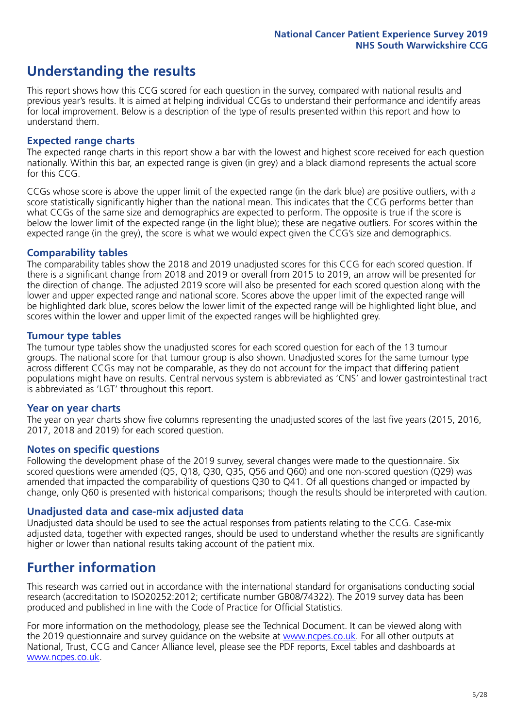## Understanding the results

This report shows how this CCG scored for each question in the survey, compared with national results and previous year's results. It is aimed at helping individual CCGs to understand their performance and identify areas for local improvement. Below is a description of the type of results presented within this report and how to understand them.

### Expected range charts

The expected range charts in this report show a bar with the lowest and highest score received for each question nationally. Within this bar, an expected range is given (in grey) and a black diamond represents the actual score for this CCG.

CCGs whose score is above the upper limit of the expected range (in the dark blue) are positive outliers, with a score statistically significantly higher than the national mean. This indicates that the CCG performs better than what CCGs of the same size and demographics are expected to perform. The opposite is true if the score is below the lower limit of the expected range (in the light blue); these are negative outliers. For scores within the expected range (in the grey), the score is what we would expect given the CCG's size and demographics.

### Comparability tables

The comparability tables show the 2018 and 2019 unadjusted scores for this CCG for each scored question. If there is a significant change from 2018 and 2019 or overall from 2015 to 2019, an arrow will be presented for the direction of change. The adjusted 2019 score will also be presented for each scored question along with the lower and upper expected range and national score. Scores above the upper limit of the expected range will be highlighted dark blue, scores below the lower limit of the expected range will be highlighted light blue, and scores within the lower and upper limit of the expected ranges will be highlighted grey.

### Tumour type tables

The tumour type tables show the unadjusted scores for each scored question for each of the 13 tumour groups. The national score for that tumour group is also shown. Unadjusted scores for the same tumour type across different CCGs may not be comparable, as they do not account for the impact that differing patient populations might have on results. Central nervous system is abbreviated as 'CNS' and lower gastrointestinal tract is abbreviated as 'LGT' throughout this report.

### Year on year charts

The year on year charts show five columns representing the unadjusted scores of the last five years (2015, 2016, 2017, 2018 and 2019) for each scored question.

### Notes on specific questions

Following the development phase of the 2019 survey, several changes were made to the questionnaire. Six scored questions were amended (Q5, Q18, Q30, Q35, Q56 and Q60) and one non-scored question (Q29) was amended that impacted the comparability of questions Q30 to Q41. Of all questions changed or impacted by change, only Q60 is presented with historical comparisons; though the results should be interpreted with caution.

### Unadjusted data and case-mix adjusted data

Unadjusted data should be used to see the actual responses from patients relating to the CCG. Case-mix adjusted data, together with expected ranges, should be used to understand whether the results are significantly higher or lower than national results taking account of the patient mix.

## Further information

This research was carried out in accordance with the international standard for organisations conducting social research (accreditation to ISO20252:2012; certificate number GB08/74322). The 2019 survey data has been produced and published in line with the Code of Practice for Official Statistics.

For more information on the methodology, please see the Technical Document. It can be viewed along with the 2019 questionnaire and survey guidance on the website at www.ncpes.co.uk. For all other outputs at National, Trust, CCG and Cancer Alliance level, please see the PDF reports, Excel tables and dashboards at www.ncpes.co.uk.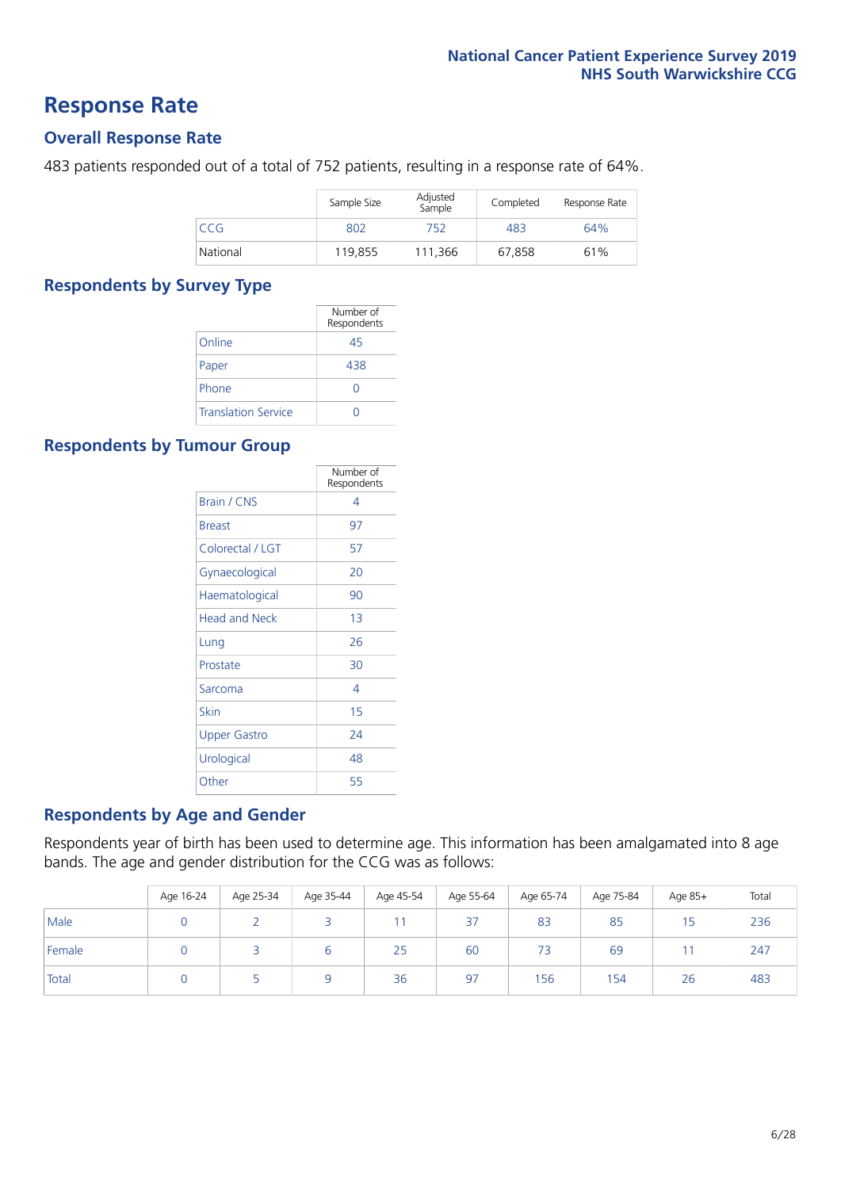# Response Rate

## Overall Response Rate

483 patients responded out of a total of 752 patients, resulting in a response rate of 64%.

| | Sample Size | Adjusted Sample | Completed | Response Rate |
|---|---|---|---|---|
| CCG | 802 | 752 | 483 | 64% |
| National | 119,855 | 111,366 | 67,858 | 61% |

## Respondents by Survey Type

| | Number of Respondents |
|---|---|
| Online | 45 |
| Paper | 438 |
| Phone | 0 |
| Translation Service | 0 |

## Respondents by Tumour Group

| | Number of Respondents |
|---|---|
| Brain / CNS | 4 |
| Breast | 97 |
| Colorectal / LGT | 57 |
| Gynaecological | 20 |
| Haematological | 90 |
| Head and Neck | 13 |
| Lung | 26 |
| Prostate | 30 |
| Sarcoma | 4 |
| Skin | 15 |
| Upper Gastro | 24 |
| Urological | 48 |
| Other | 55 |

## Respondents by Age and Gender

Respondents year of birth has been used to determine age. This information has been amalgamated into 8 age bands. The age and gender distribution for the CCG was as follows:

| | Age 16-24 | Age 25-34 | Age 35-44 | Age 45-54 | Age 55-64 | Age 65-74 | Age 75-84 | Age 85+ | Total |
|---|---|---|---|---|---|---|---|---|---|
| Male | 0 | 2 | 3 | 11 | 37 | 83 | 85 | 15 | 236 |
| Female | 0 | 3 | 6 | 25 | 60 | 73 | 69 | 11 | 247 |
| Total | 0 | 5 | 9 | 36 | 97 | 156 | 154 | 26 | 483 |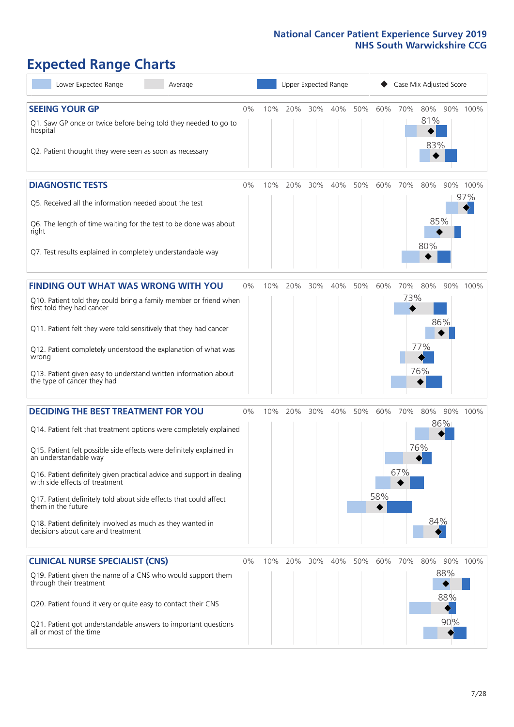# Expected Range Charts

Lower Expected Range | Average | Upper Expected Range | Case Mix Adjusted Score

## SEEING YOUR GP

| Question | Case Mix Adjusted Score |
|---|---|
| Q1. Saw GP once or twice before being told they needed to go to hospital | 81% |
| Q2. Patient thought they were seen as soon as necessary | 83% |

## DIAGNOSTIC TESTS

| Question | Case Mix Adjusted Score |
|---|---|
| Q5. Received all the information needed about the test | 97% |
| Q6. The length of time waiting for the test to be done was about right | 85% |
| Q7. Test results explained in completely understandable way | 80% |

## FINDING OUT WHAT WAS WRONG WITH YOU

| Question | Case Mix Adjusted Score |
|---|---|
| Q10. Patient told they could bring a family member or friend when first told they had cancer | 73% |
| Q11. Patient felt they were told sensitively that they had cancer | 86% |
| Q12. Patient completely understood the explanation of what was wrong | 77% |
| Q13. Patient given easy to understand written information about the type of cancer they had | 76% |

## DECIDING THE BEST TREATMENT FOR YOU

| Question | Case Mix Adjusted Score |
|---|---|
| Q14. Patient felt that treatment options were completely explained | 86% |
| Q15. Patient felt possible side effects were definitely explained in an understandable way | 76% |
| Q16. Patient definitely given practical advice and support in dealing with side effects of treatment | 67% |
| Q17. Patient definitely told about side effects that could affect them in the future | 58% |
| Q18. Patient definitely involved as much as they wanted in decisions about care and treatment | 84% |

## CLINICAL NURSE SPECIALIST (CNS)

| Question | Case Mix Adjusted Score |
|---|---|
| Q19. Patient given the name of a CNS who would support them through their treatment | 88% |
| Q20. Patient found it very or quite easy to contact their CNS | 88% |
| Q21. Patient got understandable answers to important questions all or most of the time | 90% |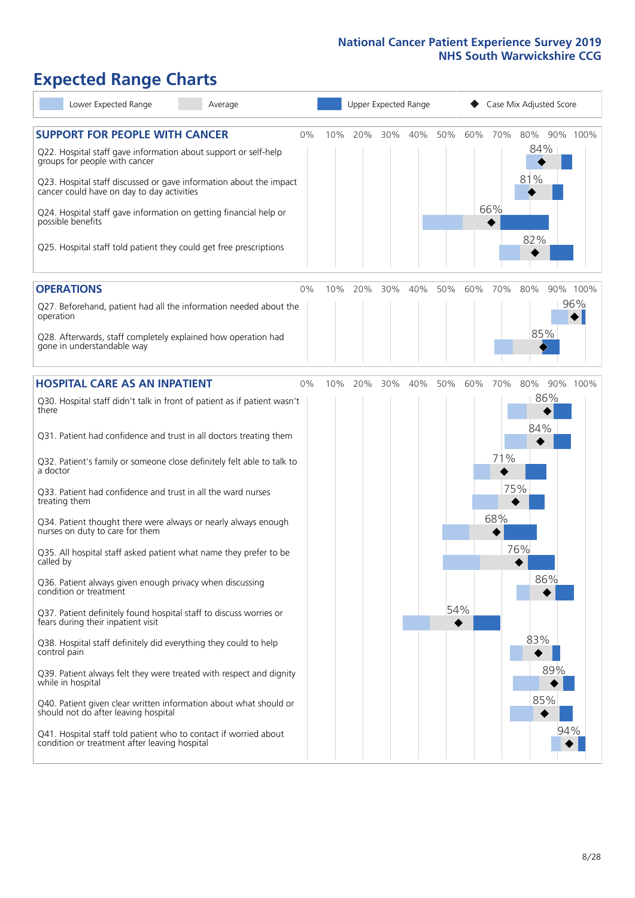# Expected Range Charts

Lower Expected Range | Average | Upper Expected Range | Case Mix Adjusted Score

## SUPPORT FOR PEOPLE WITH CANCER

| Question | Case Mix Adjusted Score |
|---|---|
| Q22. Hospital staff gave information about support or self-help groups for people with cancer | 84% |
| Q23. Hospital staff discussed or gave information about the impact cancer could have on day to day activities | 81% |
| Q24. Hospital staff gave information on getting financial help or possible benefits | 66% |
| Q25. Hospital staff told patient they could get free prescriptions | 82% |

## OPERATIONS

| Question | Case Mix Adjusted Score |
|---|---|
| Q27. Beforehand, patient had all the information needed about the operation | 96% |
| Q28. Afterwards, staff completely explained how operation had gone in understandable way | 85% |

## HOSPITAL CARE AS AN INPATIENT

| Question | Case Mix Adjusted Score |
|---|---|
| Q30. Hospital staff didn't talk in front of patient as if patient wasn't there | 86% |
| Q31. Patient had confidence and trust in all doctors treating them | 84% |
| Q32. Patient's family or someone close definitely felt able to talk to a doctor | 71% |
| Q33. Patient had confidence and trust in all the ward nurses treating them | 75% |
| Q34. Patient thought there were always or nearly always enough nurses on duty to care for them | 68% |
| Q35. All hospital staff asked patient what name they prefer to be called by | 76% |
| Q36. Patient always given enough privacy when discussing condition or treatment | 86% |
| Q37. Patient definitely found hospital staff to discuss worries or fears during their inpatient visit | 54% |
| Q38. Hospital staff definitely did everything they could to help control pain | 83% |
| Q39. Patient always felt they were treated with respect and dignity while in hospital | 89% |
| Q40. Patient given clear written information about what should or should not do after leaving hospital | 85% |
| Q41. Hospital staff told patient who to contact if worried about condition or treatment after leaving hospital | 94% |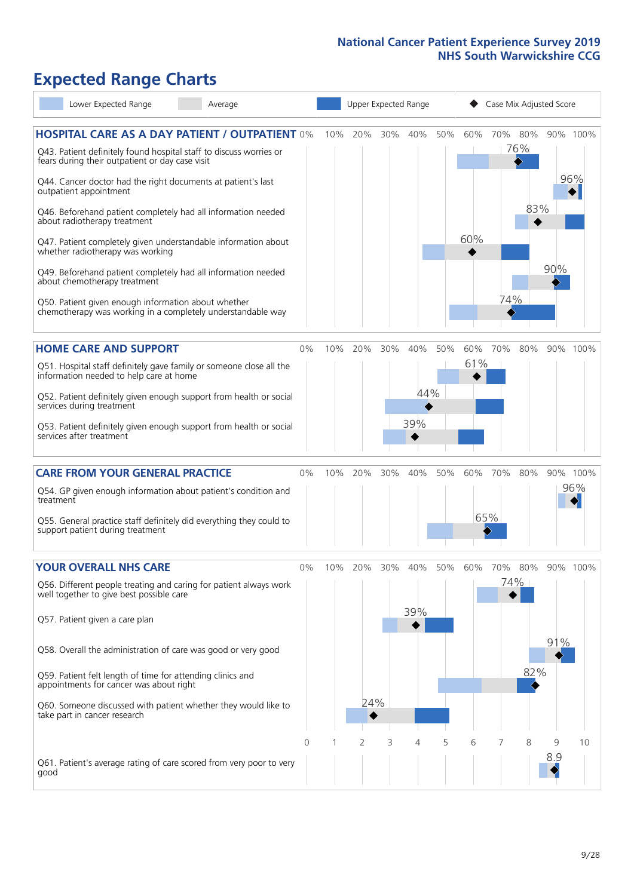# Expected Range Charts

Lower Expected Range | Average | Upper Expected Range | ◆ Case Mix Adjusted Score

## HOSPITAL CARE AS A DAY PATIENT / OUTPATIENT

| Question | Case Mix Adjusted Score |
|---|---|
| Q43. Patient definitely found hospital staff to discuss worries or fears during their outpatient or day case visit | 76% |
| Q44. Cancer doctor had the right documents at patient's last outpatient appointment | 96% |
| Q46. Beforehand patient completely had all information needed about radiotherapy treatment | 83% |
| Q47. Patient completely given understandable information about whether radiotherapy treatment was working | 60% |
| Q49. Beforehand patient completely had all information needed about chemotherapy treatment | 90% |
| Q50. Patient given enough information about whether chemotherapy was working in a completely understandable way | 74% |

## HOME CARE AND SUPPORT

| Question | Case Mix Adjusted Score |
|---|---|
| Q51. Hospital staff definitely gave family or someone close all the information needed to help care at home | 61% |
| Q52. Patient definitely given enough support from health or social services during treatment | 44% |
| Q53. Patient definitely given enough support from health or social services after treatment | 39% |

## CARE FROM YOUR GENERAL PRACTICE

| Question | Case Mix Adjusted Score |
|---|---|
| Q54. GP given enough information about patient's condition and treatment | 96% |
| Q55. General practice staff definitely did everything they could to support patient during treatment | 65% |

## YOUR OVERALL NHS CARE

| Question | Case Mix Adjusted Score |
|---|---|
| Q56. Different people treating and caring for patient always work well together to give best possible care | 74% |
| Q57. Patient given a care plan | 39% |
| Q58. Overall the administration of care was good or very good | 91% |
| Q59. Patient felt length of time for attending clinics and appointments for cancer was about right | 82% |
| Q60. Someone discussed with patient whether they would like to take part in cancer research | 24% |
| Q61. Patient's average rating of care scored from very poor to very good | 8.9 |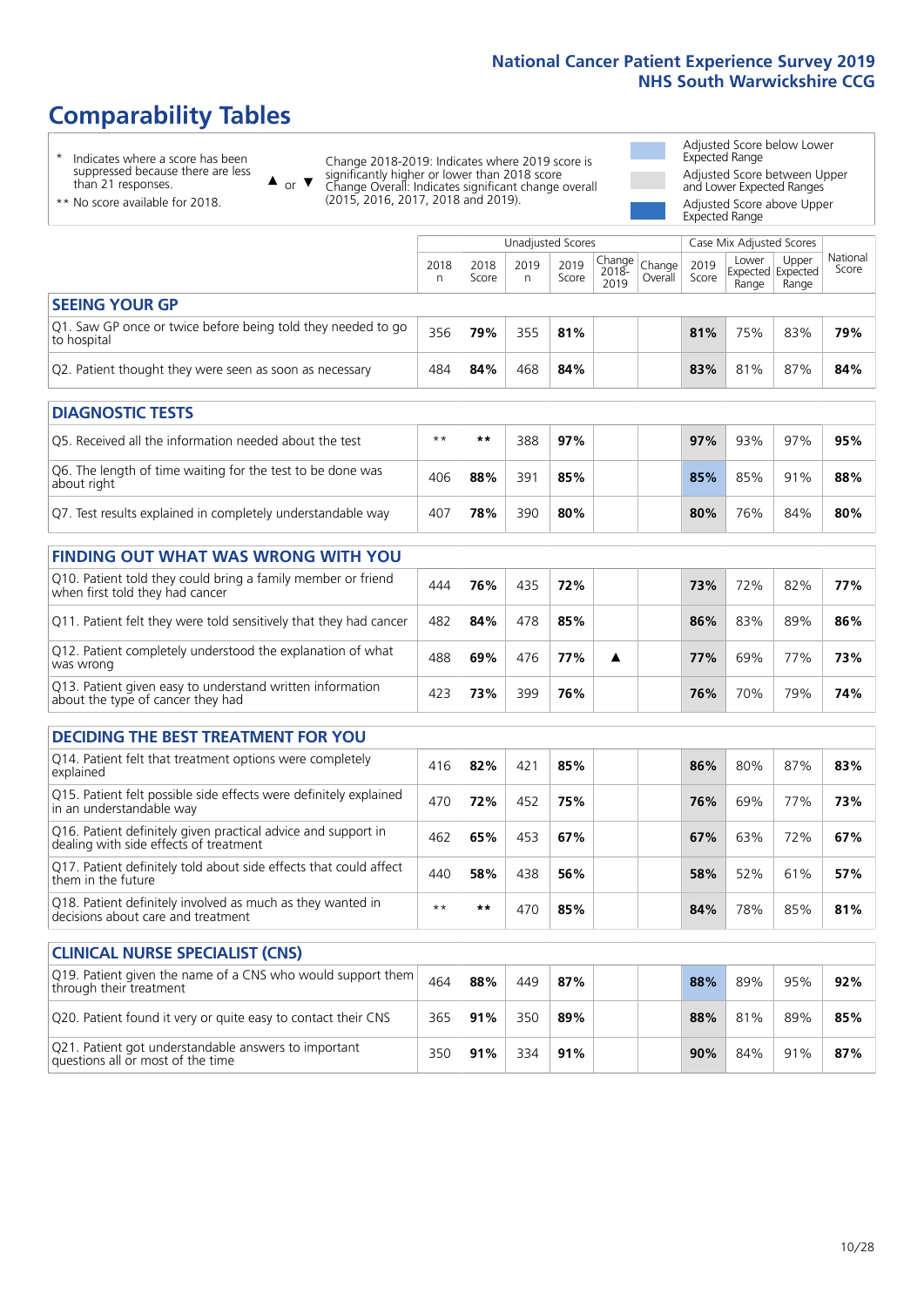# Comparability Tables

- \* Indicates where a score has been suppressed because there are less than 21 responses.
- \*\* No score available for 2018.

▲ or ▼ Change 2018-2019: Indicates where 2019 score is significantly higher or lower than 2018 score. Change Overall: Indicates significant change overall (2015, 2016, 2017, 2018 and 2019).

- Adjusted Score below Lower Expected Range
- Adjusted Score between Upper and Lower Expected Ranges
- Adjusted Score above Upper Expected Range

| | Unadjusted Scores | | | | | | Case Mix Adjusted Scores | | | |
|---|---|---|---|---|---|---|---|---|---|---|
| | 2018 n | 2018 Score | 2019 n | 2019 Score | Change 2018-2019 | Change Overall | 2019 Score | Lower Expected Range | Upper Expected Range | National Score |
| **SEEING YOUR GP** | | | | | | | | | | |
| Q1. Saw GP once or twice before being told they needed to go to hospital | 356 | **79%** | 355 | **81%** | | | **81%** | 75% | 83% | **79%** |
| Q2. Patient thought they were seen as soon as necessary | 484 | **84%** | 468 | **84%** | | | **83%** | 81% | 87% | **84%** |
| **DIAGNOSTIC TESTS** | | | | | | | | | | |
| Q5. Received all the information needed about the test | ** | ** | 388 | **97%** | | | **97%** | 93% | 97% | **95%** |
| Q6. The length of time waiting for the test to be done was about right | 406 | **88%** | 391 | **85%** | | | **85%** | 85% | 91% | **88%** |
| Q7. Test results explained in completely understandable way | 407 | **78%** | 390 | **80%** | | | **80%** | 76% | 84% | **80%** |
| **FINDING OUT WHAT WAS WRONG WITH YOU** | | | | | | | | | | |
| Q10. Patient told they could bring a family member or friend when first told they had cancer | 444 | **76%** | 435 | **72%** | | | **73%** | 72% | 82% | **77%** |
| Q11. Patient felt they were told sensitively that they had cancer | 482 | **84%** | 478 | **85%** | | | **86%** | 83% | 89% | **86%** |
| Q12. Patient completely understood the explanation of what was wrong | 488 | **69%** | 476 | **77%** | ▲ | | **77%** | 69% | 77% | **73%** |
| Q13. Patient given easy to understand written information about the type of cancer they had | 423 | **73%** | 399 | **76%** | | | **76%** | 70% | 79% | **74%** |
| **DECIDING THE BEST TREATMENT FOR YOU** | | | | | | | | | | |
| Q14. Patient felt that treatment options were completely explained | 416 | **82%** | 421 | **85%** | | | **86%** | 80% | 87% | **83%** |
| Q15. Patient felt possible side effects were definitely explained in an understandable way | 470 | **72%** | 452 | **75%** | | | **76%** | 69% | 77% | **73%** |
| Q16. Patient definitely given practical advice and support in dealing with side effects of treatment | 462 | **65%** | 453 | **67%** | | | **67%** | 63% | 72% | **67%** |
| Q17. Patient definitely told about side effects that could affect them in the future | 440 | **58%** | 438 | **56%** | | | **58%** | 52% | 61% | **57%** |
| Q18. Patient definitely involved as much as they wanted in decisions about care and treatment | ** | ** | 470 | **85%** | | | **84%** | 78% | 85% | **81%** |
| **CLINICAL NURSE SPECIALIST (CNS)** | | | | | | | | | | |
| Q19. Patient given the name of a CNS who would support them through their treatment | 464 | **88%** | 449 | **87%** | | | **88%** | 89% | 95% | **92%** |
| Q20. Patient found it very or quite easy to contact their CNS | 365 | **91%** | 350 | **89%** | | | **88%** | 81% | 89% | **85%** |
| Q21. Patient got understandable answers to important questions all or most of the time | 350 | **91%** | 334 | **91%** | | | **90%** | 84% | 91% | **87%** |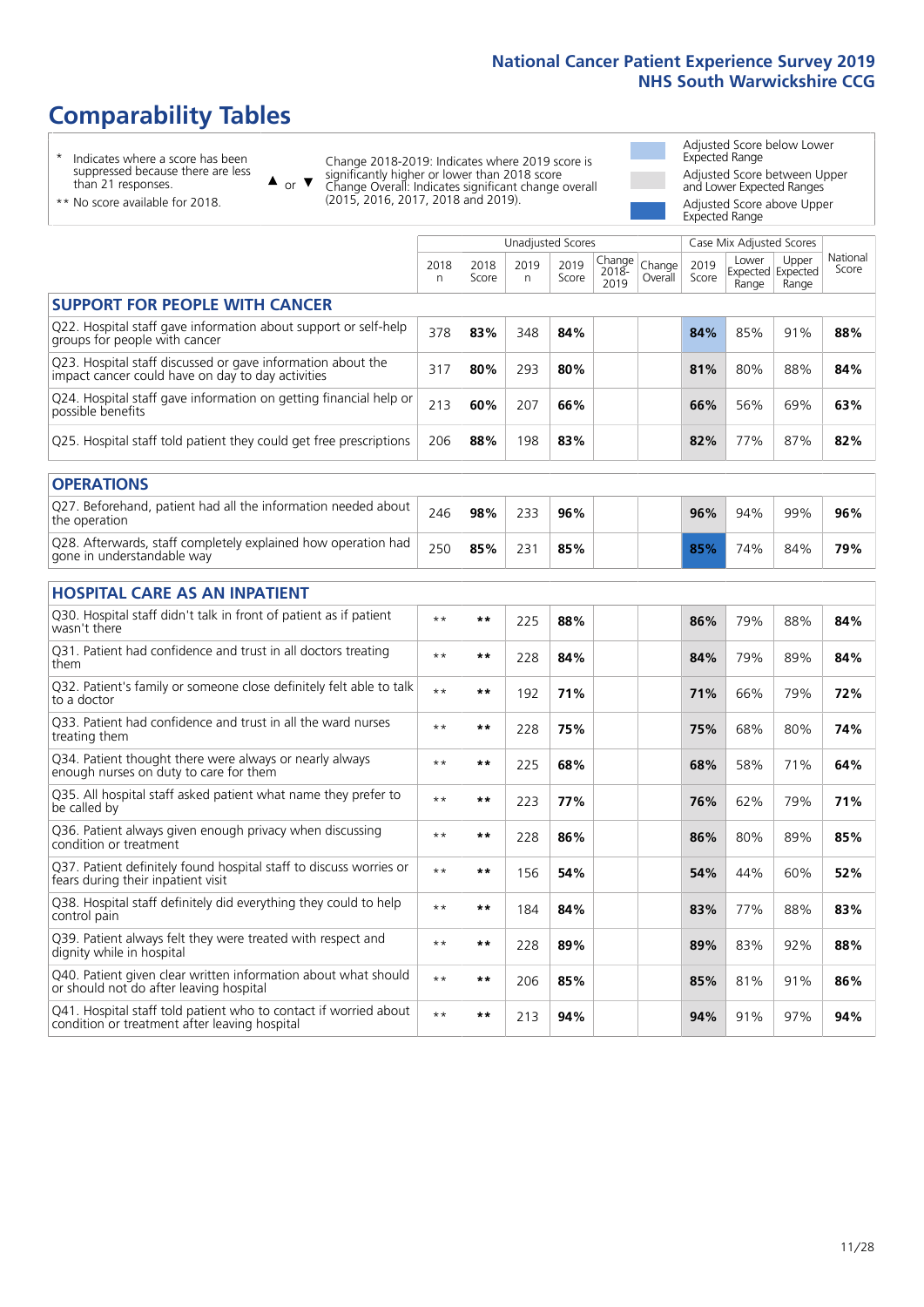# Comparability Tables

\* Indicates where a score has been suppressed because there are less than 21 responses.

\*\* No score available for 2018.

▲ or ▼ Change 2018-2019: Indicates where 2019 score is significantly higher or lower than 2018 score. Change Overall: Indicates significant change overall (2015, 2016, 2017, 2018 and 2019).

Adjusted Score below Lower Expected Range

Adjusted Score between Upper and Lower Expected Ranges

Adjusted Score above Upper Expected Range

| | Unadjusted Scores | | | | | | Case Mix Adjusted Scores | | | |
|---|---|---|---|---|---|---|---|---|---|---|
| | 2018 n | 2018 Score | 2019 n | 2019 Score | Change 2018-2019 | Change Overall | 2019 Score | Lower Expected Range | Upper Expected Range | National Score |
| **SUPPORT FOR PEOPLE WITH CANCER** | | | | | | | | | | |
| Q22. Hospital staff gave information about support or self-help groups for people with cancer | 378 | **83%** | 348 | **84%** | | | **84%** | 85% | 91% | **88%** |
| Q23. Hospital staff discussed or gave information about the impact cancer could have on day to day activities | 317 | **80%** | 293 | **80%** | | | **81%** | 80% | 88% | **84%** |
| Q24. Hospital staff gave information on getting financial help or possible benefits | 213 | **60%** | 207 | **66%** | | | **66%** | 56% | 69% | **63%** |
| Q25. Hospital staff told patient they could get free prescriptions | 206 | **88%** | 198 | **83%** | | | **82%** | 77% | 87% | **82%** |
| **OPERATIONS** | | | | | | | | | | |
| Q27. Beforehand, patient had all the information needed about the operation | 246 | **98%** | 233 | **96%** | | | **96%** | 94% | 99% | **96%** |
| Q28. Afterwards, staff completely explained how operation had gone in understandable way | 250 | **85%** | 231 | **85%** | | | **85%** | 74% | 84% | **79%** |
| **HOSPITAL CARE AS AN INPATIENT** | | | | | | | | | | |
| Q30. Hospital staff didn't talk in front of patient as if patient wasn't there | ** | ** | 225 | **88%** | | | **86%** | 79% | 88% | **84%** |
| Q31. Patient had confidence and trust in all doctors treating them | ** | ** | 228 | **84%** | | | **84%** | 79% | 89% | **84%** |
| Q32. Patient's family or someone close definitely felt able to talk to a doctor | ** | ** | 192 | **71%** | | | **71%** | 66% | 79% | **72%** |
| Q33. Patient had confidence and trust in all the ward nurses treating them | ** | ** | 228 | **75%** | | | **75%** | 68% | 80% | **74%** |
| Q34. Patient thought there were always or nearly always enough nurses on duty to care for them | ** | ** | 225 | **68%** | | | **68%** | 58% | 71% | **64%** |
| Q35. All hospital staff asked patient what name they prefer to be called by | ** | ** | 223 | **77%** | | | **76%** | 62% | 79% | **71%** |
| Q36. Patient always given enough privacy when discussing condition or treatment | ** | ** | 228 | **86%** | | | **86%** | 80% | 89% | **85%** |
| Q37. Patient definitely found hospital staff to discuss worries or fears during their inpatient visit | ** | ** | 156 | **54%** | | | **54%** | 44% | 60% | **52%** |
| Q38. Hospital staff definitely did everything they could to help control pain | ** | ** | 184 | **84%** | | | **83%** | 77% | 88% | **83%** |
| Q39. Patient always felt they were treated with respect and dignity while in hospital | ** | ** | 228 | **89%** | | | **89%** | 83% | 92% | **88%** |
| Q40. Patient given clear written information about what should or should not do after leaving hospital | ** | ** | 206 | **85%** | | | **85%** | 81% | 91% | **86%** |
| Q41. Hospital staff told patient who to contact if worried about condition or treatment after leaving hospital | ** | ** | 213 | **94%** | | | **94%** | 91% | 97% | **94%** |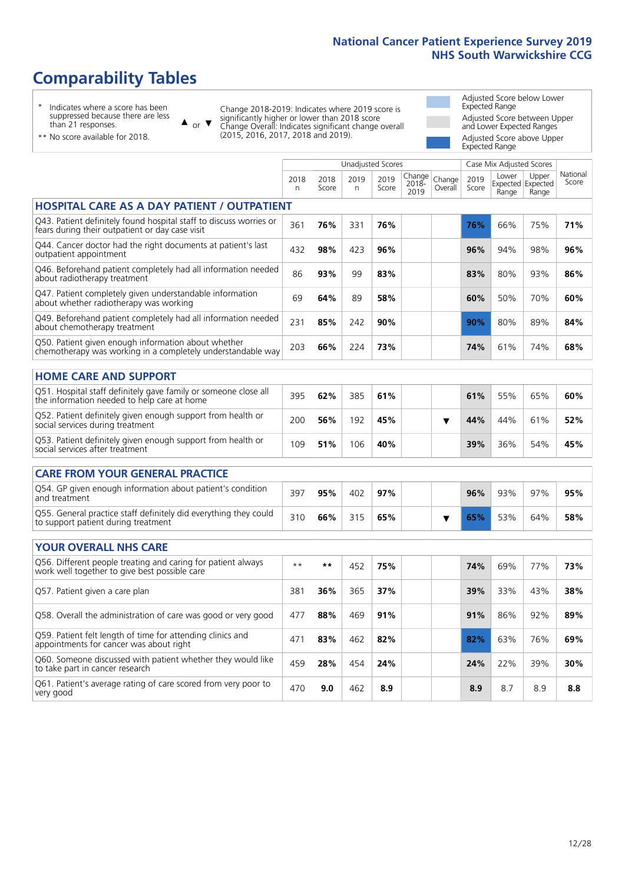# Comparability Tables

\* Indicates where a score has been suppressed because there are less than 21 responses.

\*\* No score available for 2018.

▲ or ▼ Change 2018-2019: Indicates where 2019 score is significantly higher or lower than 2018 score. Change Overall: Indicates significant change overall (2015, 2016, 2017, 2018 and 2019).

- Adjusted Score below Lower Expected Range
- Adjusted Score between Upper and Lower Expected Ranges
- Adjusted Score above Upper Expected Range

| | Unadjusted Scores | | | | | | Case Mix Adjusted Scores | | | |
|---|---|---|---|---|---|---|---|---|---|---|
| | 2018 n | 2018 Score | 2019 n | 2019 Score | Change 2018-2019 | Change Overall | 2019 Score | Lower Expected Range | Upper Expected Range | National Score |
| **HOSPITAL CARE AS A DAY PATIENT / OUTPATIENT** | | | | | | | | | | |
| Q43. Patient definitely found hospital staff to discuss worries or fears during their outpatient or day case visit | 361 | **76%** | 331 | **76%** | | | **76%** | 66% | 75% | **71%** |
| Q44. Cancer doctor had the right documents at patient's last outpatient appointment | 432 | **98%** | 423 | **96%** | | | **96%** | 94% | 98% | **96%** |
| Q46. Beforehand patient completely had all information needed about radiotherapy treatment | 86 | **93%** | 99 | **83%** | | | **83%** | 80% | 93% | **86%** |
| Q47. Patient completely given understandable information about whether radiotherapy was working | 69 | **64%** | 89 | **58%** | | | **60%** | 50% | 70% | **60%** |
| Q49. Beforehand patient completely had all information needed about chemotherapy treatment | 231 | **85%** | 242 | **90%** | | | **90%** | 80% | 89% | **84%** |
| Q50. Patient given enough information about whether chemotherapy was working in a completely understandable way | 203 | **66%** | 224 | **73%** | | | **74%** | 61% | 74% | **68%** |
| **HOME CARE AND SUPPORT** | | | | | | | | | | |
| Q51. Hospital staff definitely gave family or someone close all the information needed to help care at home | 395 | **62%** | 385 | **61%** | | | **61%** | 55% | 65% | **60%** |
| Q52. Patient definitely given enough support from health or social services during treatment | 200 | **56%** | 192 | **45%** | | ▼ | **44%** | 44% | 61% | **52%** |
| Q53. Patient definitely given enough support from health or social services after treatment | 109 | **51%** | 106 | **40%** | | | **39%** | 36% | 54% | **45%** |
| **CARE FROM YOUR GENERAL PRACTICE** | | | | | | | | | | |
| Q54. GP given enough information about patient's condition and treatment | 397 | **95%** | 402 | **97%** | | | **96%** | 93% | 97% | **95%** |
| Q55. General practice staff definitely did everything they could to support patient during treatment | 310 | **66%** | 315 | **65%** | | ▼ | **65%** | 53% | 64% | **58%** |
| **YOUR OVERALL NHS CARE** | | | | | | | | | | |
| Q56. Different people treating and caring for patient always work well together to give best possible care | ** | ** | 452 | **75%** | | | **74%** | 69% | 77% | **73%** |
| Q57. Patient given a care plan | 381 | **36%** | 365 | **37%** | | | **39%** | 33% | 43% | **38%** |
| Q58. Overall the administration of care was good or very good | 477 | **88%** | 469 | **91%** | | | **91%** | 86% | 92% | **89%** |
| Q59. Patient felt length of time for attending clinics and appointments for cancer was about right | 471 | **83%** | 462 | **82%** | | | **82%** | 63% | 76% | **69%** |
| Q60. Someone discussed with patient whether they would like to take part in cancer research | 459 | **28%** | 454 | **24%** | | | **24%** | 22% | 39% | **30%** |
| Q61. Patient's average rating of care scored from very poor to very good | 470 | **9.0** | 462 | **8.9** | | | **8.9** | 8.7 | 8.9 | **8.8** |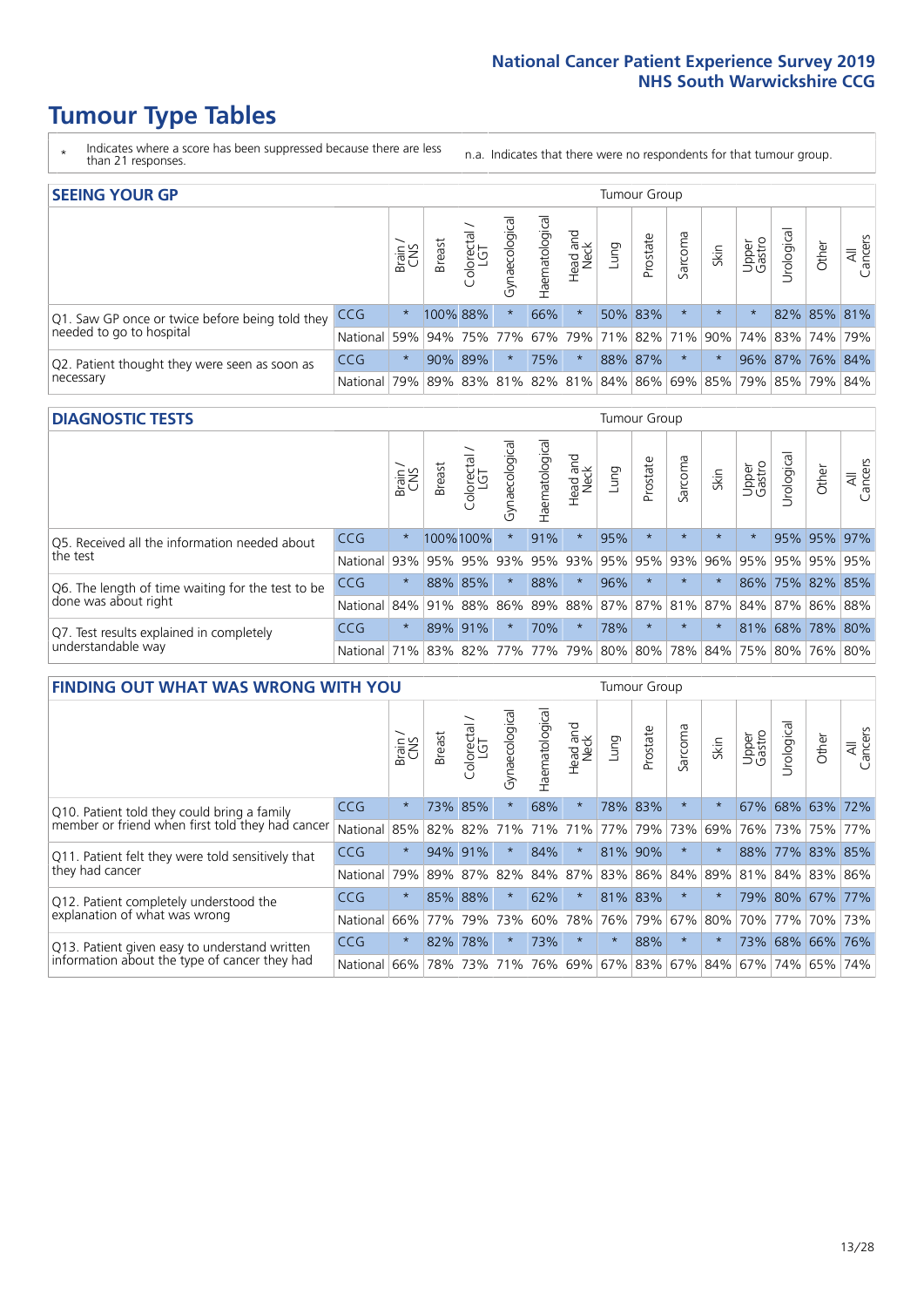# Tumour Type Tables

\* Indicates where a score has been suppressed because there are less than 21 responses.

n.a. Indicates that there were no respondents for that tumour group.

## SEEING YOUR GP

| | | Brain / CNS | Breast | Colorectal / LGT | Gynaecological | Haematological | Head and Neck | Lung | Prostate | Sarcoma | Skin | Upper Gastro | Urological | Other | All Cancers |
|---|---|---|---|---|---|---|---|---|---|---|---|---|---|---|---|
| Q1. Saw GP once or twice before being told they needed to go to hospital | CCG | * | 100% | 88% | * | 66% | * | 50% | 83% | * | * | * | 82% | 85% | 81% |
| | National | 59% | 94% | 75% | 77% | 67% | 79% | 71% | 82% | 71% | 90% | 74% | 83% | 74% | 79% |
| Q2. Patient thought they were seen as soon as necessary | CCG | * | 90% | 89% | * | 75% | * | 88% | 87% | * | * | 96% | 87% | 76% | 84% |
| | National | 79% | 89% | 83% | 81% | 82% | 81% | 84% | 86% | 69% | 85% | 79% | 85% | 79% | 84% |

## DIAGNOSTIC TESTS

| | | Brain / CNS | Breast | Colorectal / LGT | Gynaecological | Haematological | Head and Neck | Lung | Prostate | Sarcoma | Skin | Upper Gastro | Urological | Other | All Cancers |
|---|---|---|---|---|---|---|---|---|---|---|---|---|---|---|---|
| Q5. Received all the information needed about the test | CCG | * | 100% | 100% | * | 91% | * | 95% | * | * | * | * | 95% | 95% | 97% |
| | National | 93% | 95% | 95% | 93% | 95% | 93% | 95% | 95% | 93% | 96% | 95% | 95% | 95% | 95% |
| Q6. The length of time waiting for the test to be done was about right | CCG | * | 88% | 85% | * | 88% | * | 96% | * | * | * | 86% | 75% | 82% | 85% |
| | National | 84% | 91% | 88% | 86% | 89% | 88% | 87% | 87% | 81% | 87% | 84% | 87% | 86% | 88% |
| Q7. Test results explained in completely understandable way | CCG | * | 89% | 91% | * | 70% | * | 78% | * | * | * | 81% | 68% | 78% | 80% |
| | National | 71% | 83% | 82% | 77% | 77% | 79% | 80% | 80% | 78% | 84% | 75% | 80% | 76% | 80% |

## FINDING OUT WHAT WAS WRONG WITH YOU

| | | Brain / CNS | Breast | Colorectal / LGT | Gynaecological | Haematological | Head and Neck | Lung | Prostate | Sarcoma | Skin | Upper Gastro | Urological | Other | All Cancers |
|---|---|---|---|---|---|---|---|---|---|---|---|---|---|---|---|
| Q10. Patient told they could bring a family member or friend when first told they had cancer | CCG | * | 73% | 85% | * | 68% | * | 78% | 83% | * | * | 67% | 68% | 63% | 72% |
| | National | 85% | 82% | 82% | 71% | 71% | 71% | 77% | 79% | 73% | 69% | 76% | 73% | 75% | 77% |
| Q11. Patient felt they were told sensitively that they had cancer | CCG | * | 94% | 91% | * | 84% | * | 81% | 90% | * | * | 88% | 77% | 83% | 85% |
| | National | 79% | 89% | 87% | 82% | 84% | 87% | 83% | 86% | 84% | 89% | 81% | 84% | 83% | 86% |
| Q12. Patient completely understood the explanation of what was wrong | CCG | * | 85% | 88% | * | 62% | * | 81% | 83% | * | * | 79% | 80% | 67% | 77% |
| | National | 66% | 77% | 79% | 73% | 60% | 78% | 76% | 79% | 67% | 80% | 70% | 77% | 70% | 73% |
| Q13. Patient given easy to understand written information about the type of cancer they had | CCG | * | 82% | 78% | * | 73% | * | * | 88% | * | * | 73% | 68% | 66% | 76% |
| | National | 66% | 78% | 73% | 71% | 76% | 69% | 67% | 83% | 67% | 84% | 67% | 74% | 65% | 74% |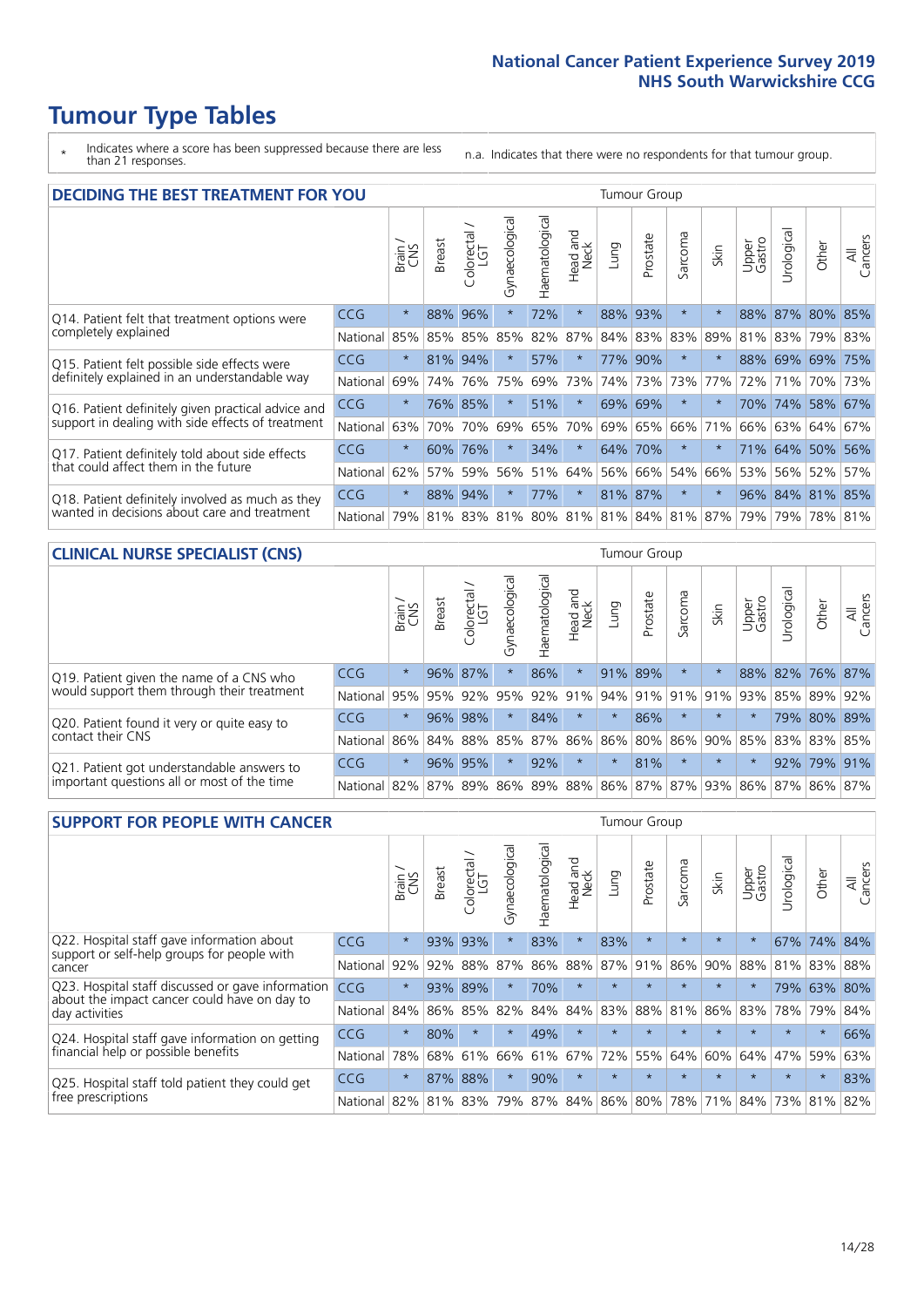# Tumour Type Tables

\* Indicates where a score has been suppressed because there are less than 21 responses.

n.a. Indicates that there were no respondents for that tumour group.

## DECIDING THE BEST TREATMENT FOR YOU

| | | Brain / CNS | Breast | Colorectal / LGT | Gynaecological | Haematological | Head and Neck | Lung | Prostate | Sarcoma | Skin | Upper Gastro | Urological | Other | All Cancers |
|---|---|---|---|---|---|---|---|---|---|---|---|---|---|---|---|
| Q14. Patient felt that treatment options were completely explained | CCG | * | 88% | 96% | * | 72% | * | 88% | 93% | * | * | 88% | 87% | 80% | 85% |
| | National | 85% | 85% | 85% | 85% | 82% | 87% | 84% | 83% | 83% | 89% | 81% | 83% | 79% | 83% |
| Q15. Patient felt possible side effects were definitely explained in an understandable way | CCG | * | 81% | 94% | * | 57% | * | 77% | 90% | * | * | 88% | 69% | 69% | 75% |
| | National | 69% | 74% | 76% | 75% | 69% | 73% | 74% | 73% | 73% | 77% | 72% | 71% | 70% | 73% |
| Q16. Patient definitely given practical advice and support in dealing with side effects of treatment | CCG | * | 76% | 85% | * | 51% | * | 69% | 69% | * | * | 70% | 74% | 58% | 67% |
| | National | 63% | 70% | 70% | 69% | 65% | 70% | 69% | 65% | 66% | 71% | 66% | 63% | 64% | 67% |
| Q17. Patient definitely told about side effects that could affect them in the future | CCG | * | 60% | 76% | * | 34% | * | 64% | 70% | * | * | 71% | 64% | 50% | 56% |
| | National | 62% | 57% | 59% | 56% | 51% | 64% | 56% | 66% | 54% | 66% | 53% | 56% | 52% | 57% |
| Q18. Patient definitely involved as much as they wanted in decisions about care and treatment | CCG | * | 88% | 94% | * | 77% | * | 81% | 87% | * | * | 96% | 84% | 81% | 85% |
| | National | 79% | 81% | 83% | 81% | 80% | 81% | 81% | 84% | 81% | 87% | 79% | 79% | 78% | 81% |

## CLINICAL NURSE SPECIALIST (CNS)

| | | Brain / CNS | Breast | Colorectal / LGT | Gynaecological | Haematological | Head and Neck | Lung | Prostate | Sarcoma | Skin | Upper Gastro | Urological | Other | All Cancers |
|---|---|---|---|---|---|---|---|---|---|---|---|---|---|---|---|
| Q19. Patient given the name of a CNS who would support them through their treatment | CCG | * | 96% | 87% | * | 86% | * | 91% | 89% | * | * | 88% | 82% | 76% | 87% |
| | National | 95% | 95% | 92% | 95% | 92% | 91% | 94% | 91% | 91% | 91% | 93% | 85% | 89% | 92% |
| Q20. Patient found it very or quite easy to contact their CNS | CCG | * | 96% | 98% | * | 84% | * | * | 86% | * | * | * | 79% | 80% | 89% |
| | National | 86% | 84% | 88% | 85% | 87% | 86% | 86% | 80% | 86% | 90% | 85% | 83% | 83% | 85% |
| Q21. Patient got understandable answers to important questions all or most of the time | CCG | * | 96% | 95% | * | 92% | * | * | 81% | * | * | * | 92% | 79% | 91% |
| | National | 82% | 87% | 89% | 86% | 89% | 88% | 86% | 87% | 87% | 93% | 86% | 87% | 86% | 87% |

## SUPPORT FOR PEOPLE WITH CANCER

| | | Brain / CNS | Breast | Colorectal / LGT | Gynaecological | Haematological | Head and Neck | Lung | Prostate | Sarcoma | Skin | Upper Gastro | Urological | Other | All Cancers |
|---|---|---|---|---|---|---|---|---|---|---|---|---|---|---|---|
| Q22. Hospital staff gave information about support or self-help groups for people with cancer | CCG | * | 93% | 93% | * | 83% | * | 83% | * | * | * | * | 67% | 74% | 84% |
| | National | 92% | 92% | 88% | 87% | 86% | 88% | 87% | 91% | 86% | 90% | 88% | 81% | 83% | 88% |
| Q23. Hospital staff discussed or gave information about the impact cancer could have on day to day activities | CCG | * | 93% | 89% | * | 70% | * | * | * | * | * | * | 79% | 63% | 80% |
| | National | 84% | 86% | 85% | 82% | 84% | 84% | 83% | 88% | 81% | 86% | 83% | 78% | 79% | 84% |
| Q24. Hospital staff gave information on getting financial help or possible benefits | CCG | * | 80% | * | * | 49% | * | * | * | * | * | * | * | * | 66% |
| | National | 78% | 68% | 61% | 66% | 61% | 67% | 72% | 55% | 64% | 60% | 64% | 47% | 59% | 63% |
| Q25. Hospital staff told patient they could get free prescriptions | CCG | * | 87% | 88% | * | 90% | * | * | * | * | * | * | * | * | 83% |
| | National | 82% | 81% | 83% | 79% | 87% | 84% | 86% | 80% | 78% | 71% | 84% | 73% | 81% | 82% |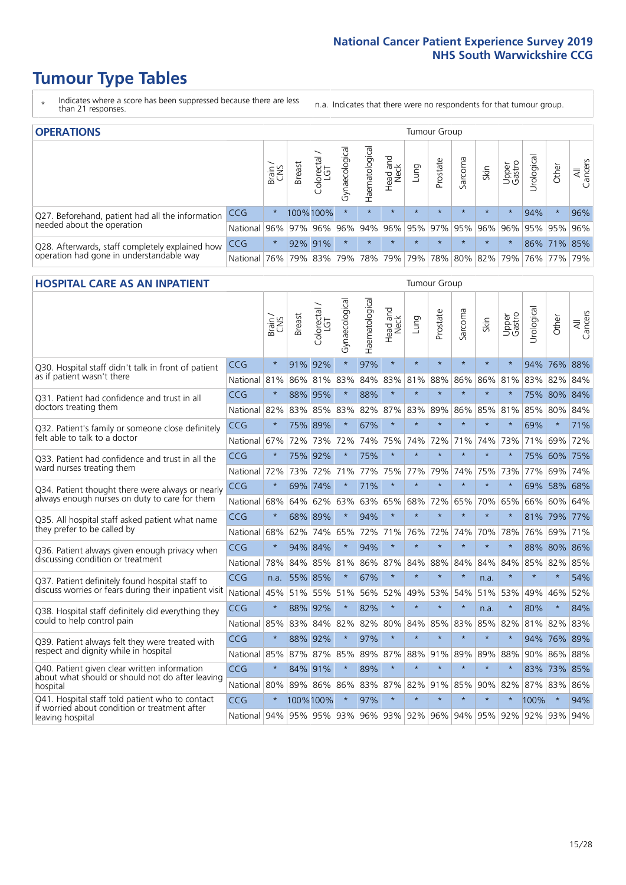# Tumour Type Tables

\* Indicates where a score has been suppressed because there are less than 21 responses.

n.a. Indicates that there were no respondents for that tumour group.

## OPERATIONS

| | | Brain / CNS | Breast | Colorectal / LGT | Gynaecological | Haematological | Head and Neck | Lung | Prostate | Sarcoma | Skin | Upper Gastro | Urological | Other | All Cancers |
|---|---|---|---|---|---|---|---|---|---|---|---|---|---|---|---|
| Q27. Beforehand, patient had all the information needed about the operation | CCG | * | 100% | 100% | * | * | * | * | * | * | * | * | 94% | * | 96% |
| | National | 96% | 97% | 96% | 96% | 94% | 96% | 95% | 97% | 95% | 96% | 96% | 95% | 95% | 96% |
| Q28. Afterwards, staff completely explained how operation had gone in understandable way | CCG | * | 92% | 91% | * | * | * | * | * | * | * | * | 86% | 71% | 85% |
| | National | 76% | 79% | 83% | 79% | 78% | 79% | 79% | 78% | 80% | 82% | 79% | 76% | 77% | 79% |

## HOSPITAL CARE AS AN INPATIENT

| | | Brain / CNS | Breast | Colorectal / LGT | Gynaecological | Haematological | Head and Neck | Lung | Prostate | Sarcoma | Skin | Upper Gastro | Urological | Other | All Cancers |
|---|---|---|---|---|---|---|---|---|---|---|---|---|---|---|---|
| Q30. Hospital staff didn't talk in front of patient as if patient wasn't there | CCG | * | 91% | 92% | * | 97% | * | * | * | * | * | * | 94% | 76% | 88% |
| | National | 81% | 86% | 81% | 83% | 84% | 83% | 81% | 88% | 86% | 86% | 81% | 83% | 82% | 84% |
| Q31. Patient had confidence and trust in all doctors treating them | CCG | * | 88% | 95% | * | 88% | * | * | * | * | * | * | 75% | 80% | 84% |
| | National | 82% | 83% | 85% | 83% | 82% | 87% | 83% | 89% | 86% | 85% | 81% | 85% | 80% | 84% |
| Q32. Patient's family or someone close definitely felt able to talk to a doctor | CCG | * | 75% | 89% | * | 67% | * | * | * | * | * | * | 69% | * | 71% |
| | National | 67% | 72% | 73% | 72% | 74% | 75% | 74% | 72% | 71% | 74% | 73% | 71% | 69% | 72% |
| Q33. Patient had confidence and trust in all the ward nurses treating them | CCG | * | 75% | 92% | * | 75% | * | * | * | * | * | * | 75% | 60% | 75% |
| | National | 72% | 73% | 72% | 71% | 77% | 75% | 77% | 79% | 74% | 75% | 73% | 77% | 69% | 74% |
| Q34. Patient thought there were always or nearly always enough nurses on duty to care for them | CCG | * | 69% | 74% | * | 71% | * | * | * | * | * | * | 69% | 58% | 68% |
| | National | 68% | 64% | 62% | 63% | 63% | 65% | 68% | 72% | 65% | 70% | 65% | 66% | 60% | 64% |
| Q35. All hospital staff asked patient what name they prefer to be called by | CCG | * | 68% | 89% | * | 94% | * | * | * | * | * | * | 81% | 79% | 77% |
| | National | 68% | 62% | 74% | 65% | 72% | 71% | 76% | 72% | 74% | 70% | 78% | 76% | 69% | 71% |
| Q36. Patient always given enough privacy when discussing condition or treatment | CCG | * | 94% | 84% | * | 94% | * | * | * | * | * | * | 88% | 80% | 86% |
| | National | 78% | 84% | 85% | 81% | 86% | 87% | 84% | 88% | 84% | 84% | 84% | 85% | 82% | 85% |
| Q37. Patient definitely found hospital staff to discuss worries or fears during their inpatient visit | CCG | n.a. | 55% | 85% | * | 67% | * | * | * | * | n.a. | * | * | * | 54% |
| | National | 45% | 51% | 55% | 51% | 56% | 52% | 49% | 53% | 54% | 51% | 53% | 49% | 46% | 52% |
| Q38. Hospital staff definitely did everything they could to help control pain | CCG | * | 88% | 92% | * | 82% | * | * | * | * | n.a. | * | 80% | * | 84% |
| | National | 85% | 83% | 84% | 82% | 82% | 80% | 84% | 85% | 83% | 85% | 82% | 81% | 82% | 83% |
| Q39. Patient always felt they were treated with respect and dignity while in hospital | CCG | * | 88% | 92% | * | 97% | * | * | * | * | * | * | 94% | 76% | 89% |
| | National | 85% | 87% | 87% | 85% | 89% | 87% | 88% | 91% | 89% | 89% | 88% | 90% | 86% | 88% |
| Q40. Patient given clear written information about what should or should not do after leaving hospital | CCG | * | 84% | 91% | * | 89% | * | * | * | * | * | * | 83% | 73% | 85% |
| | National | 80% | 89% | 86% | 86% | 83% | 87% | 82% | 91% | 85% | 90% | 82% | 87% | 83% | 86% |
| Q41. Hospital staff told patient who to contact if worried about condition or treatment after leaving hospital | CCG | * | 100% | 100% | * | 97% | * | * | * | * | * | * | 100% | * | 94% |
| | National | 94% | 95% | 95% | 93% | 96% | 93% | 92% | 96% | 94% | 95% | 92% | 92% | 93% | 94% |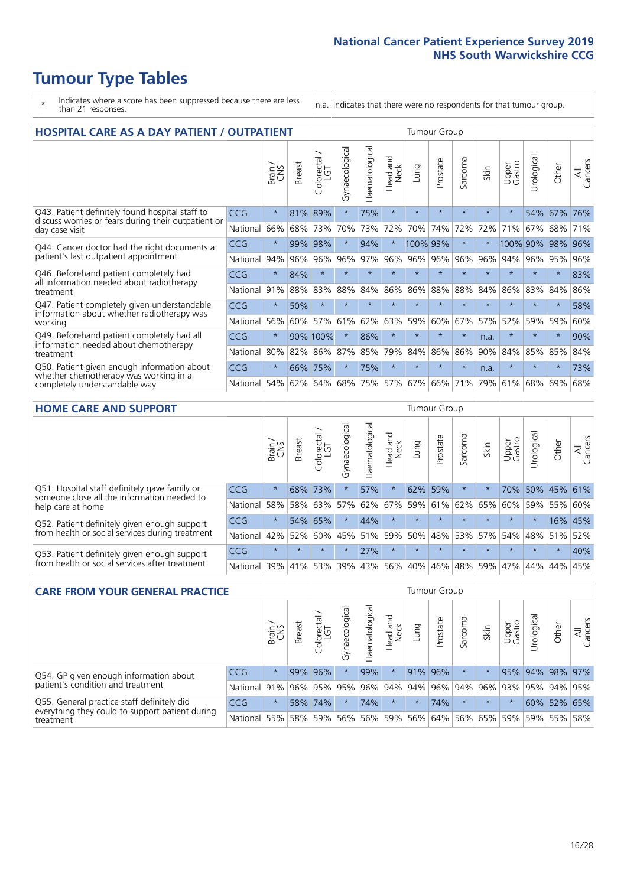# Tumour Type Tables

\* Indicates where a score has been suppressed because there are less than 21 responses.

n.a. Indicates that there were no respondents for that tumour group.

## HOSPITAL CARE AS A DAY PATIENT / OUTPATIENT

| | | Brain / CNS | Breast | Colorectal / LGT | Gynaecological | Haematological | Head and Neck | Lung | Prostate | Sarcoma | Skin | Upper Gastro | Urological | Other | All Cancers |
|---|---|---|---|---|---|---|---|---|---|---|---|---|---|---|---|
| Q43. Patient definitely found hospital staff to discuss worries or fears during their outpatient or day case visit | CCG | * | 81% | 89% | * | 75% | * | * | * | * | * | * | 54% | 67% | 76% |
| | National | 66% | 68% | 73% | 70% | 73% | 72% | 70% | 74% | 72% | 72% | 71% | 67% | 68% | 71% |
| Q44. Cancer doctor had the right documents at patient's last outpatient appointment | CCG | * | 99% | 98% | * | 94% | * | 100% | 93% | * | * | 100% | 90% | 98% | 96% |
| | National | 94% | 96% | 96% | 96% | 97% | 96% | 96% | 96% | 96% | 96% | 94% | 96% | 95% | 96% |
| Q46. Beforehand patient completely had all information needed about radiotherapy treatment | CCG | * | 84% | * | * | * | * | * | * | * | * | * | * | * | 83% |
| | National | 91% | 88% | 83% | 88% | 84% | 86% | 86% | 88% | 88% | 84% | 86% | 83% | 84% | 86% |
| Q47. Patient completely given understandable information about whether radiotherapy was working | CCG | * | 50% | * | * | * | * | * | * | * | * | * | * | * | 58% |
| | National | 56% | 60% | 57% | 61% | 62% | 63% | 59% | 60% | 67% | 57% | 52% | 59% | 59% | 60% |
| Q49. Beforehand patient completely had all information needed about chemotherapy treatment | CCG | * | 90% | 100% | * | 86% | * | * | * | * | n.a. | * | * | * | 90% |
| | National | 80% | 82% | 86% | 87% | 85% | 79% | 84% | 86% | 86% | 90% | 84% | 85% | 85% | 84% |
| Q50. Patient given enough information about whether chemotherapy was working in a completely understandable way | CCG | * | 66% | 75% | * | 75% | * | * | * | * | n.a. | * | * | * | 73% |
| | National | 54% | 62% | 64% | 68% | 75% | 57% | 67% | 66% | 71% | 79% | 61% | 68% | 69% | 68% |

## HOME CARE AND SUPPORT

| | | Brain / CNS | Breast | Colorectal / LGT | Gynaecological | Haematological | Head and Neck | Lung | Prostate | Sarcoma | Skin | Upper Gastro | Urological | Other | All Cancers |
|---|---|---|---|---|---|---|---|---|---|---|---|---|---|---|---|
| Q51. Hospital staff definitely gave family or someone close all the information needed to help care at home | CCG | * | 68% | 73% | * | 57% | * | 62% | 59% | * | * | 70% | 50% | 45% | 61% |
| | National | 58% | 58% | 63% | 57% | 62% | 67% | 59% | 61% | 62% | 65% | 60% | 59% | 55% | 60% |
| Q52. Patient definitely given enough support from health or social services during treatment | CCG | * | 54% | 65% | * | 44% | * | * | * | * | * | * | * | 16% | 45% |
| | National | 42% | 52% | 60% | 45% | 51% | 59% | 50% | 48% | 53% | 57% | 54% | 48% | 51% | 52% |
| Q53. Patient definitely given enough support from health or social services after treatment | CCG | * | * | * | * | 27% | * | * | * | * | * | * | * | * | 40% |
| | National | 39% | 41% | 53% | 39% | 43% | 56% | 40% | 46% | 48% | 59% | 47% | 44% | 44% | 45% |

## CARE FROM YOUR GENERAL PRACTICE

| | | Brain / CNS | Breast | Colorectal / LGT | Gynaecological | Haematological | Head and Neck | Lung | Prostate | Sarcoma | Skin | Upper Gastro | Urological | Other | All Cancers |
|---|---|---|---|---|---|---|---|---|---|---|---|---|---|---|---|
| Q54. GP given enough information about patient's condition and treatment | CCG | * | 99% | 96% | * | 99% | * | 91% | 96% | * | * | 95% | 94% | 98% | 97% |
| | National | 91% | 96% | 95% | 95% | 96% | 94% | 94% | 96% | 94% | 96% | 93% | 95% | 94% | 95% |
| Q55. General practice staff definitely did everything they could to support patient during treatment | CCG | * | 58% | 74% | * | 74% | * | * | 74% | * | * | * | 60% | 52% | 65% |
| | National | 55% | 58% | 59% | 56% | 56% | 59% | 56% | 64% | 56% | 65% | 59% | 59% | 55% | 58% |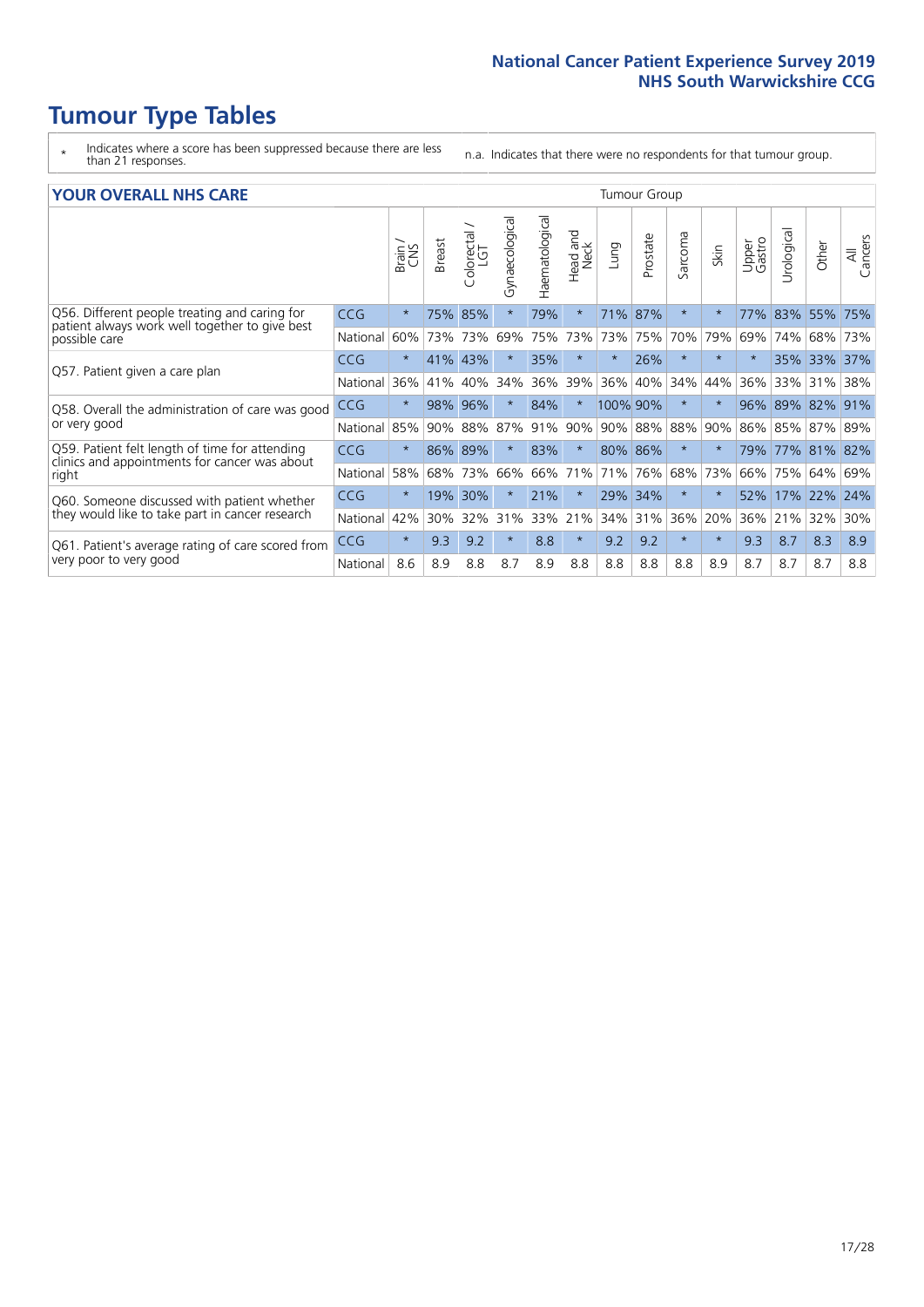# Tumour Type Tables

\* Indicates where a score has been suppressed because there are less than 21 responses.

n.a. Indicates that there were no respondents for that tumour group.

## YOUR OVERALL NHS CARE

| | | Brain / CNS | Breast | Colorectal / LGT | Gynaecological | Haematological | Head and Neck | Lung | Prostate | Sarcoma | Skin | Upper Gastro | Urological | Other | All Cancers |
|---|---|---|---|---|---|---|---|---|---|---|---|---|---|---|---|
| Q56. Different people treating and caring for patient always work well together to give best possible care | CCG | * | 75% | 85% | * | 79% | * | 71% | 87% | * | * | 77% | 83% | 55% | 75% |
| | National | 60% | 73% | 73% | 69% | 75% | 73% | 73% | 75% | 70% | 79% | 69% | 74% | 68% | 73% |
| Q57. Patient given a care plan | CCG | * | 41% | 43% | * | 35% | * | * | 26% | * | * | * | 35% | 33% | 37% |
| | National | 36% | 41% | 40% | 34% | 36% | 39% | 36% | 40% | 34% | 44% | 36% | 33% | 31% | 38% |
| Q58. Overall the administration of care was good or very good | CCG | * | 98% | 96% | * | 84% | * | 100% | 90% | * | * | 96% | 89% | 82% | 91% |
| | National | 85% | 90% | 88% | 87% | 91% | 90% | 90% | 88% | 88% | 90% | 86% | 85% | 87% | 89% |
| Q59. Patient felt length of time for attending clinics and appointments for cancer was about right | CCG | * | 86% | 89% | * | 83% | * | 80% | 86% | * | * | 79% | 77% | 81% | 82% |
| | National | 58% | 68% | 73% | 66% | 66% | 71% | 71% | 76% | 68% | 73% | 66% | 75% | 64% | 69% |
| Q60. Someone discussed with patient whether they would like to take part in cancer research | CCG | * | 19% | 30% | * | 21% | * | 29% | 34% | * | * | 52% | 17% | 22% | 24% |
| | National | 42% | 30% | 32% | 31% | 33% | 21% | 34% | 31% | 36% | 20% | 36% | 21% | 32% | 30% |
| Q61. Patient's average rating of care scored from very poor to very good | CCG | * | 9.3 | 9.2 | * | 8.8 | * | 9.2 | 9.2 | * | * | 9.3 | 8.7 | 8.3 | 8.9 |
| | National | 8.6 | 8.9 | 8.8 | 8.7 | 8.9 | 8.8 | 8.8 | 8.8 | 8.8 | 8.9 | 8.7 | 8.7 | 8.7 | 8.8 |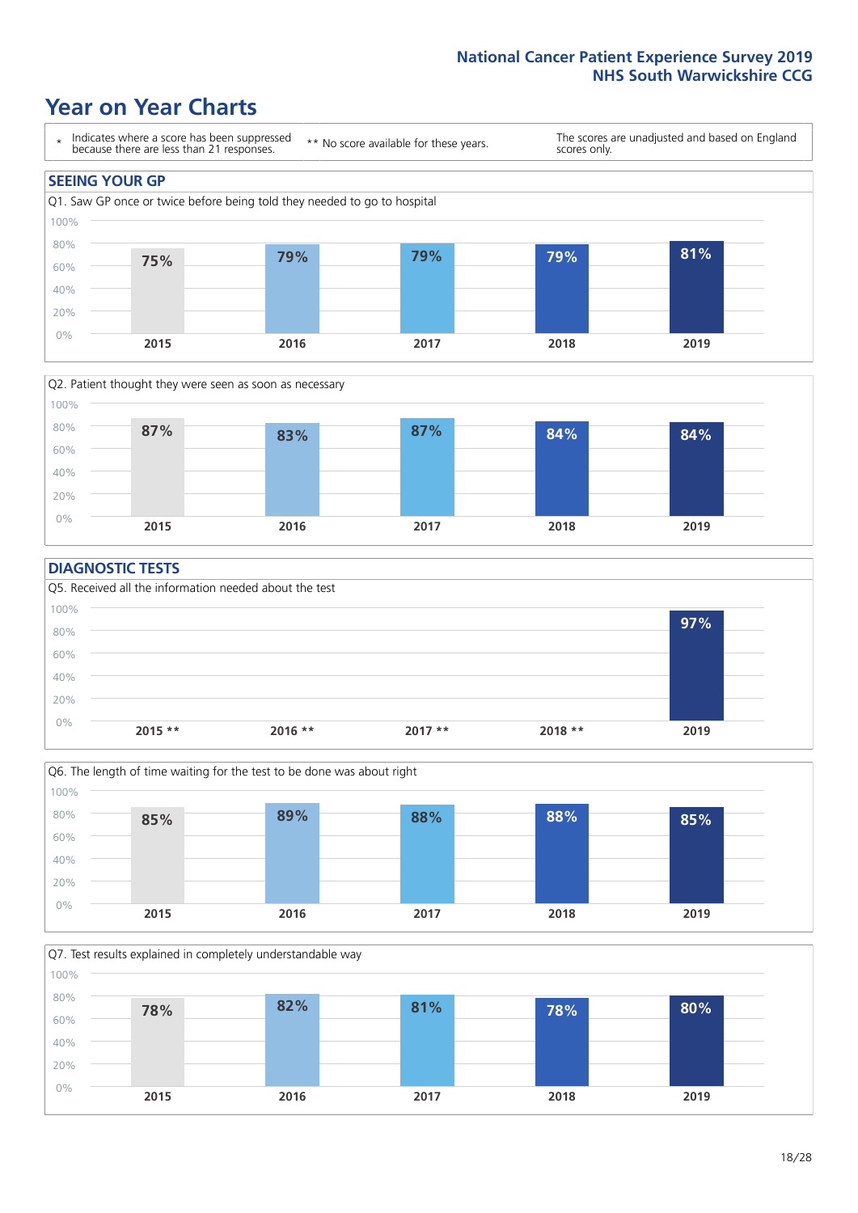# Year on Year Charts

\* Indicates where a score has been suppressed because there are less than 21 responses.

** No score available for these years.

The scores are unadjusted and based on England scores only.

## SEEING YOUR GP

Q1. Saw GP once or twice before being told they needed to go to hospital

| 2015 | 2016 | 2017 | 2018 | 2019 |
|---|---|---|---|---|
| 75% | 79% | 79% | 79% | 81% |

Q2. Patient thought they were seen as soon as necessary

| 2015 | 2016 | 2017 | 2018 | 2019 |
|---|---|---|---|---|
| 87% | 83% | 87% | 84% | 84% |

## DIAGNOSTIC TESTS

Q5. Received all the information needed about the test

| 2015 ** | 2016 ** | 2017 ** | 2018 ** | 2019 |
|---|---|---|---|---|
| | | | | 97% |

Q6. The length of time waiting for the test to be done was about right

| 2015 | 2016 | 2017 | 2018 | 2019 |
|---|---|---|---|---|
| 85% | 89% | 88% | 88% | 85% |

Q7. Test results explained in completely understandable way

| 2015 | 2016 | 2017 | 2018 | 2019 |
|---|---|---|---|---|
| 78% | 82% | 81% | 78% | 80% |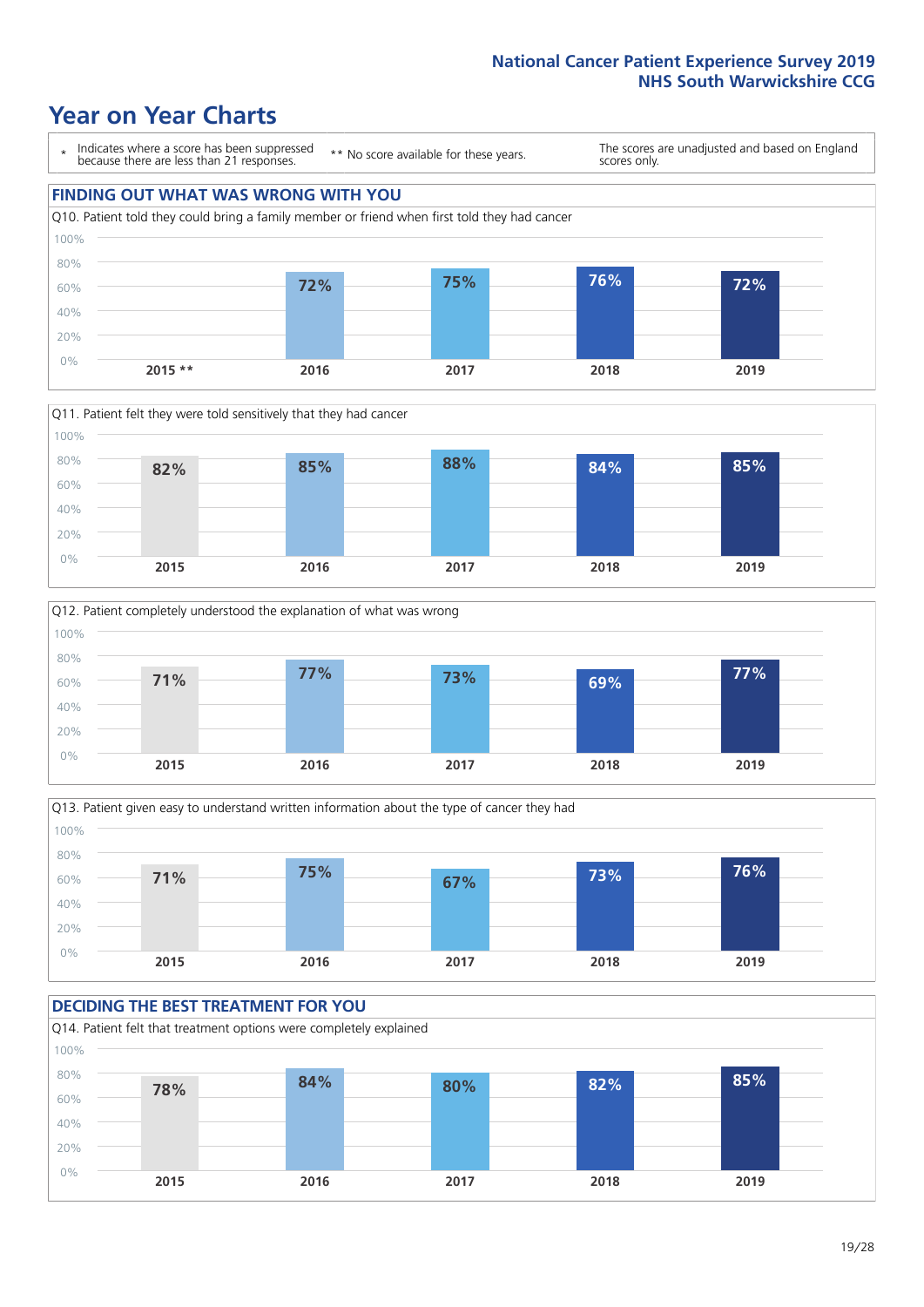National Cancer Patient Experience Survey 2019
NHS South Warwickshire CCG

# Year on Year Charts

\* Indicates where a score has been suppressed because there are less than 21 responses.

** No score available for these years.

The scores are unadjusted and based on England scores only.

## FINDING OUT WHAT WAS WRONG WITH YOU

Q10. Patient told they could bring a family member or friend when first told they had cancer

| 2015 ** | 2016 | 2017 | 2018 | 2019 |
|---|---|---|---|---|
| | 72% | 75% | 76% | 72% |

Q11. Patient felt they were told sensitively that they had cancer

| 2015 | 2016 | 2017 | 2018 | 2019 |
|---|---|---|---|---|
| 82% | 85% | 88% | 84% | 85% |

Q12. Patient completely understood the explanation of what was wrong

| 2015 | 2016 | 2017 | 2018 | 2019 |
|---|---|---|---|---|
| 71% | 77% | 73% | 69% | 77% |

Q13. Patient given easy to understand written information about the type of cancer they had

| 2015 | 2016 | 2017 | 2018 | 2019 |
|---|---|---|---|---|
| 71% | 75% | 67% | 73% | 76% |

## DECIDING THE BEST TREATMENT FOR YOU

Q14. Patient felt that treatment options were completely explained

| 2015 | 2016 | 2017 | 2018 | 2019 |
|---|---|---|---|---|
| 78% | 84% | 80% | 82% | 85% |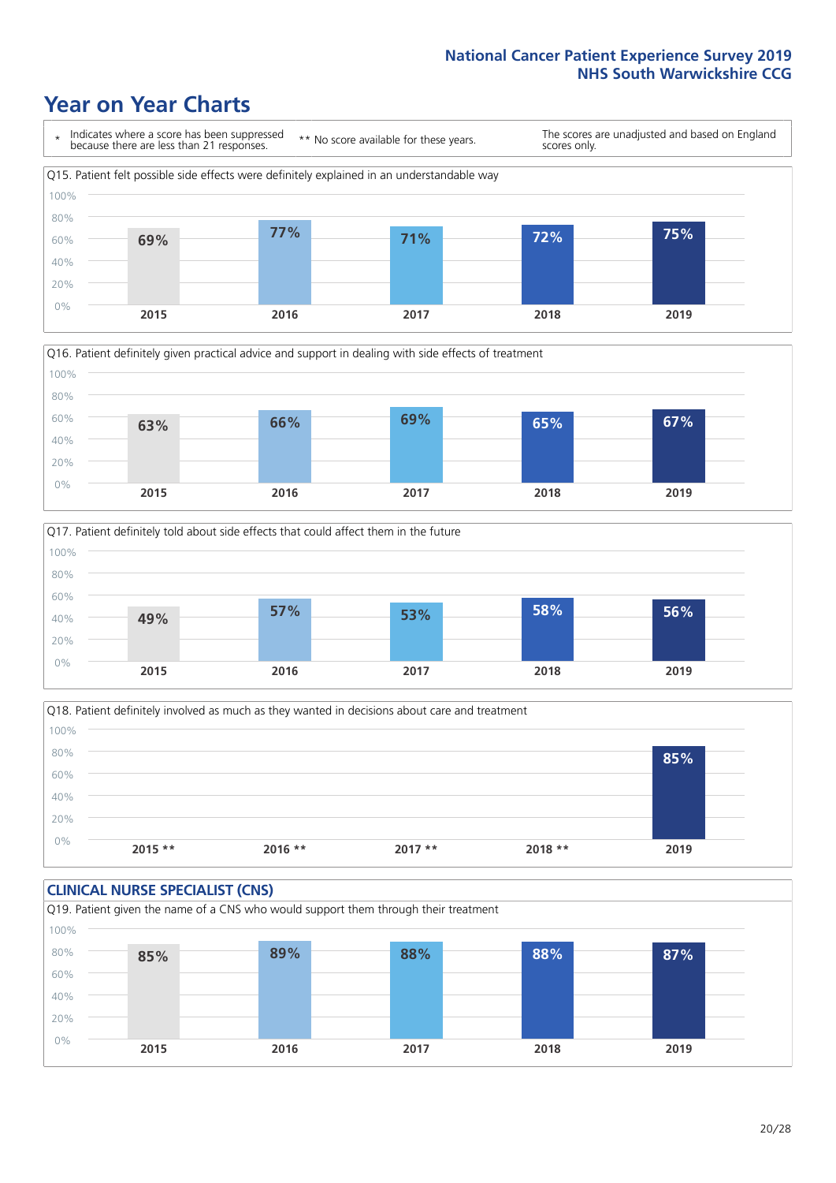# Year on Year Charts

\* Indicates where a score has been suppressed because there are less than 21 responses.

** No score available for these years.

The scores are unadjusted and based on England scores only.

Q15. Patient felt possible side effects were definitely explained in an understandable way

| 2015 | 2016 | 2017 | 2018 | 2019 |
|---|---|---|---|---|
| 69% | 77% | 71% | 72% | 75% |

Q16. Patient definitely given practical advice and support in dealing with side effects of treatment

| 2015 | 2016 | 2017 | 2018 | 2019 |
|---|---|---|---|---|
| 63% | 66% | 69% | 65% | 67% |

Q17. Patient definitely told about side effects that could affect them in the future

| 2015 | 2016 | 2017 | 2018 | 2019 |
|---|---|---|---|---|
| 49% | 57% | 53% | 58% | 56% |

Q18. Patient definitely involved as much as they wanted in decisions about care and treatment

| 2015 ** | 2016 ** | 2017 ** | 2018 ** | 2019 |
|---|---|---|---|---|
| | | | | 85% |

## CLINICAL NURSE SPECIALIST (CNS)

Q19. Patient given the name of a CNS who would support them through their treatment

| 2015 | 2016 | 2017 | 2018 | 2019 |
|---|---|---|---|---|
| 85% | 89% | 88% | 88% | 87% |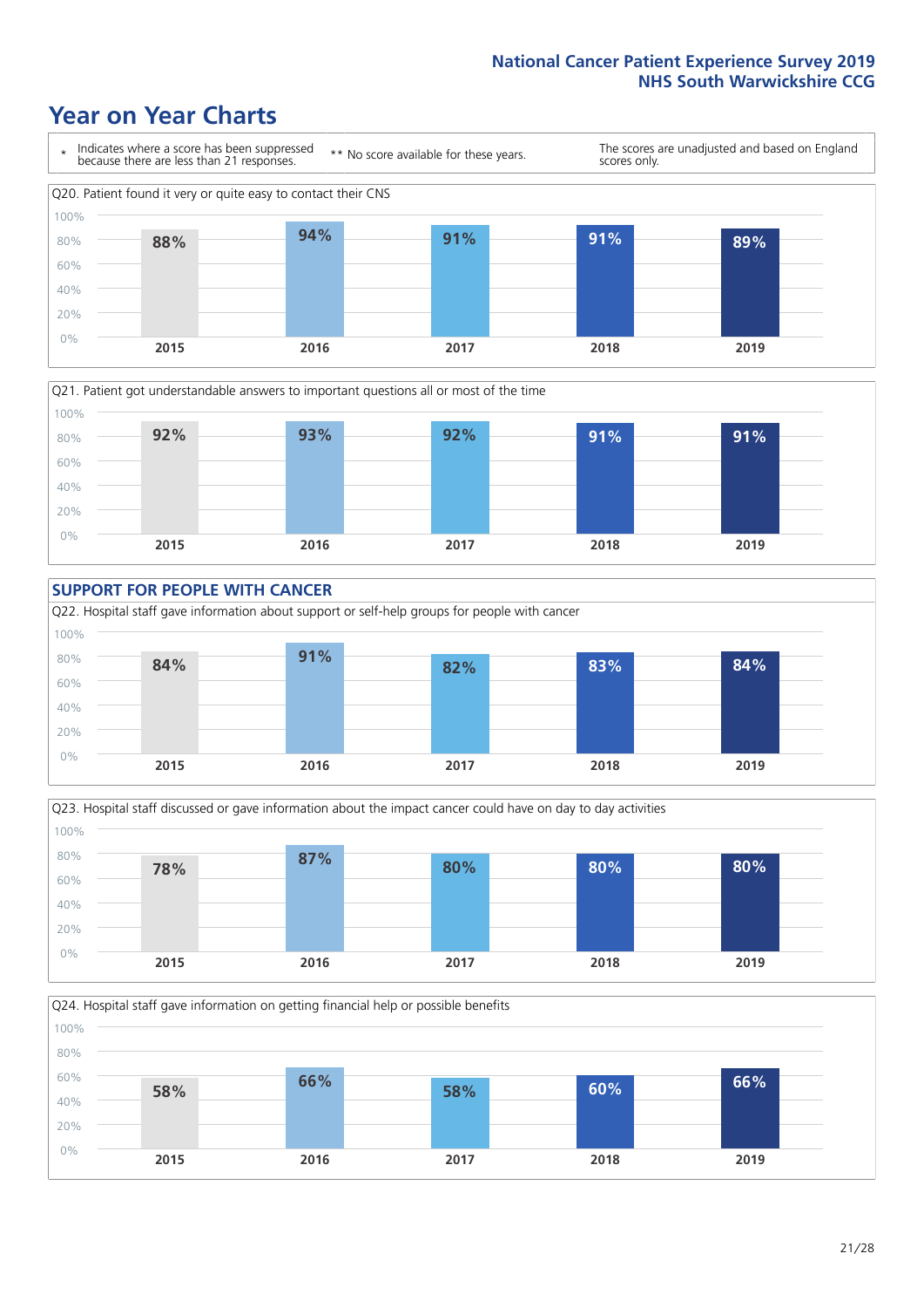# Year on Year Charts

\* Indicates where a score has been suppressed because there are less than 21 responses.

\*\* No score available for these years.

The scores are unadjusted and based on England scores only.

Q20. Patient found it very or quite easy to contact their CNS

| 2015 | 2016 | 2017 | 2018 | 2019 |
|---|---|---|---|---|
| 88% | 94% | 91% | 91% | 89% |

Q21. Patient got understandable answers to important questions all or most of the time

| 2015 | 2016 | 2017 | 2018 | 2019 |
|---|---|---|---|---|
| 92% | 93% | 92% | 91% | 91% |

## SUPPORT FOR PEOPLE WITH CANCER

Q22. Hospital staff gave information about support or self-help groups for people with cancer

| 2015 | 2016 | 2017 | 2018 | 2019 |
|---|---|---|---|---|
| 84% | 91% | 82% | 83% | 84% |

Q23. Hospital staff discussed or gave information about the impact cancer could have on day to day activities

| 2015 | 2016 | 2017 | 2018 | 2019 |
|---|---|---|---|---|
| 78% | 87% | 80% | 80% | 80% |

Q24. Hospital staff gave information on getting financial help or possible benefits

| 2015 | 2016 | 2017 | 2018 | 2019 |
|---|---|---|---|---|
| 58% | 66% | 58% | 60% | 66% |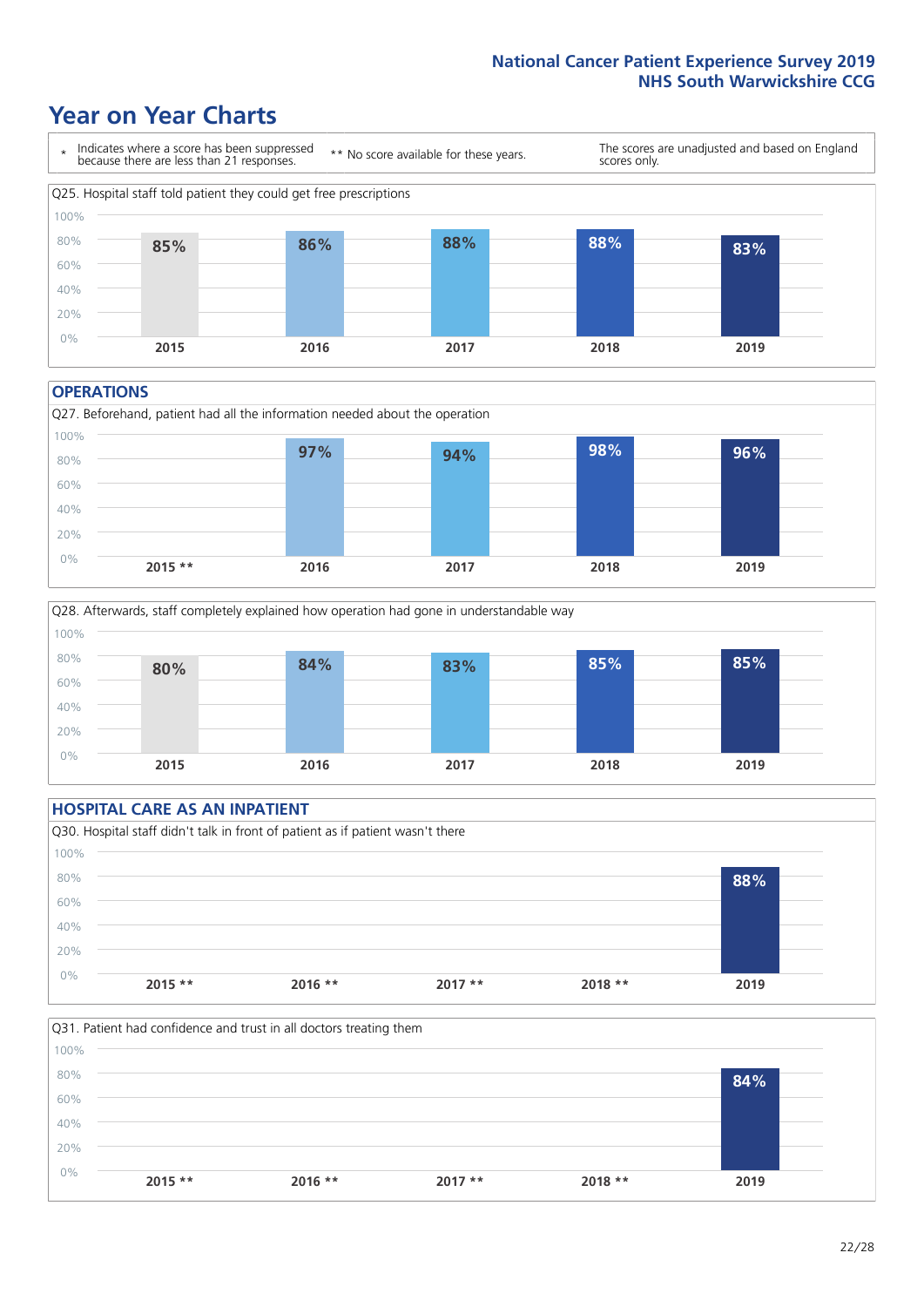# Year on Year Charts

\* Indicates where a score has been suppressed because there are less than 21 responses.

** No score available for these years.

The scores are unadjusted and based on England scores only.

Q25. Hospital staff told patient they could get free prescriptions

| 2015 | 2016 | 2017 | 2018 | 2019 |
|---|---|---|---|---|
| 85% | 86% | 88% | 88% | 83% |

## OPERATIONS

Q27. Beforehand, patient had all the information needed about the operation

| 2015 ** | 2016 | 2017 | 2018 | 2019 |
|---|---|---|---|---|
| | 97% | 94% | 98% | 96% |

Q28. Afterwards, staff completely explained how operation had gone in understandable way

| 2015 | 2016 | 2017 | 2018 | 2019 |
|---|---|---|---|---|
| 80% | 84% | 83% | 85% | 85% |

## HOSPITAL CARE AS AN INPATIENT

Q30. Hospital staff didn't talk in front of patient as if patient wasn't there

| 2015 ** | 2016 ** | 2017 ** | 2018 ** | 2019 |
|---|---|---|---|---|
| | | | | 88% |

Q31. Patient had confidence and trust in all doctors treating them

| 2015 ** | 2016 ** | 2017 ** | 2018 ** | 2019 |
|---|---|---|---|---|
| | | | | 84% |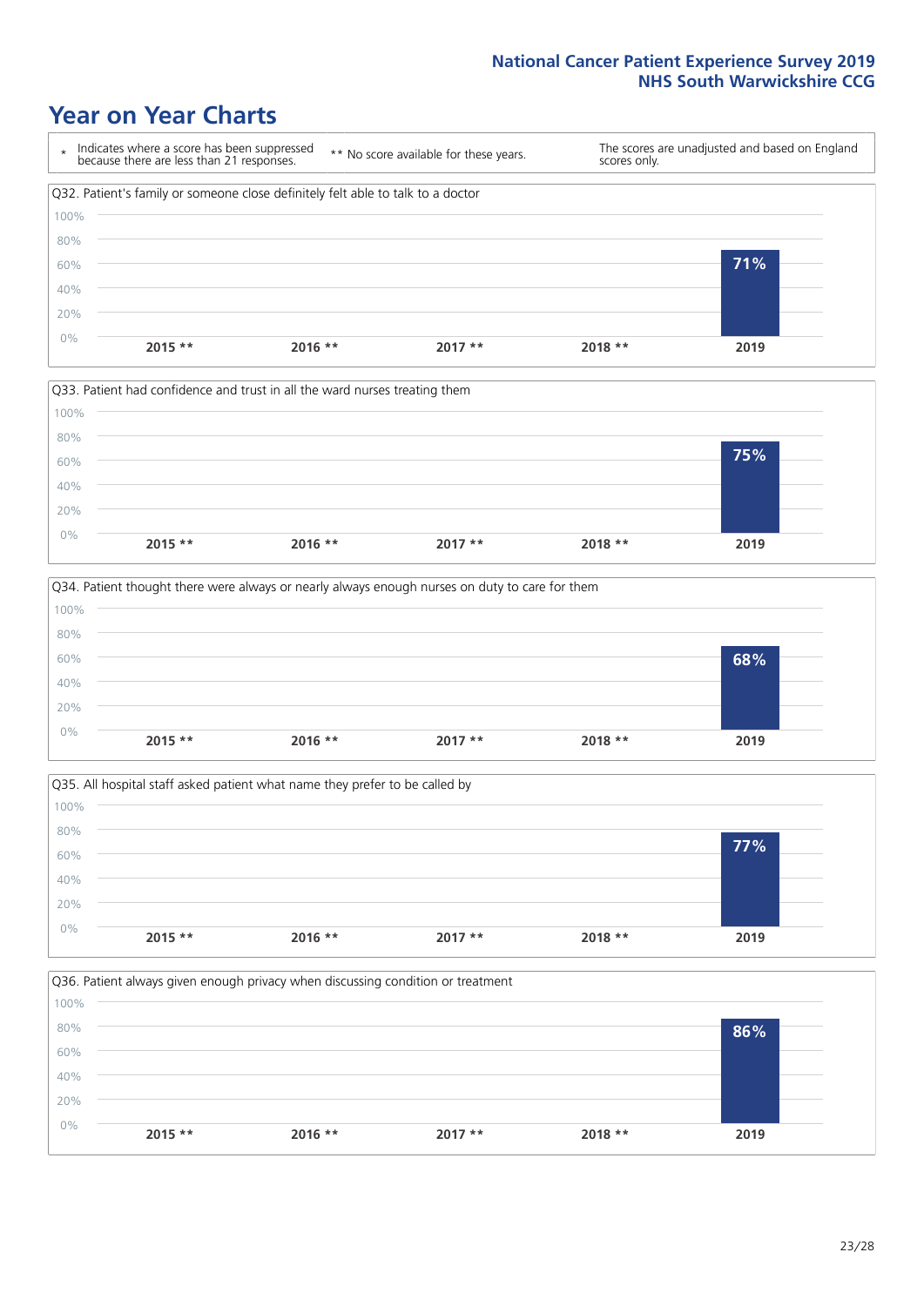# Year on Year Charts

| * Indicates where a score has been suppressed because there are less than 21 responses. | ** No score available for these years. | The scores are unadjusted and based on England scores only. |
|---|---|---|

Q32. Patient's family or someone close definitely felt able to talk to a doctor

| 2015 ** | 2016 ** | 2017 ** | 2018 ** | 2019 |
|---|---|---|---|---|
| | | | | 71% |

Q33. Patient had confidence and trust in all the ward nurses treating them

| 2015 ** | 2016 ** | 2017 ** | 2018 ** | 2019 |
|---|---|---|---|---|
| | | | | 75% |

Q34. Patient thought there were always or nearly always enough nurses on duty to care for them

| 2015 ** | 2016 ** | 2017 ** | 2018 ** | 2019 |
|---|---|---|---|---|
| | | | | 68% |

Q35. All hospital staff asked patient what name they prefer to be called by

| 2015 ** | 2016 ** | 2017 ** | 2018 ** | 2019 |
|---|---|---|---|---|
| | | | | 77% |

Q36. Patient always given enough privacy when discussing condition or treatment

| 2015 ** | 2016 ** | 2017 ** | 2018 ** | 2019 |
|---|---|---|---|---|
| | | | | 86% |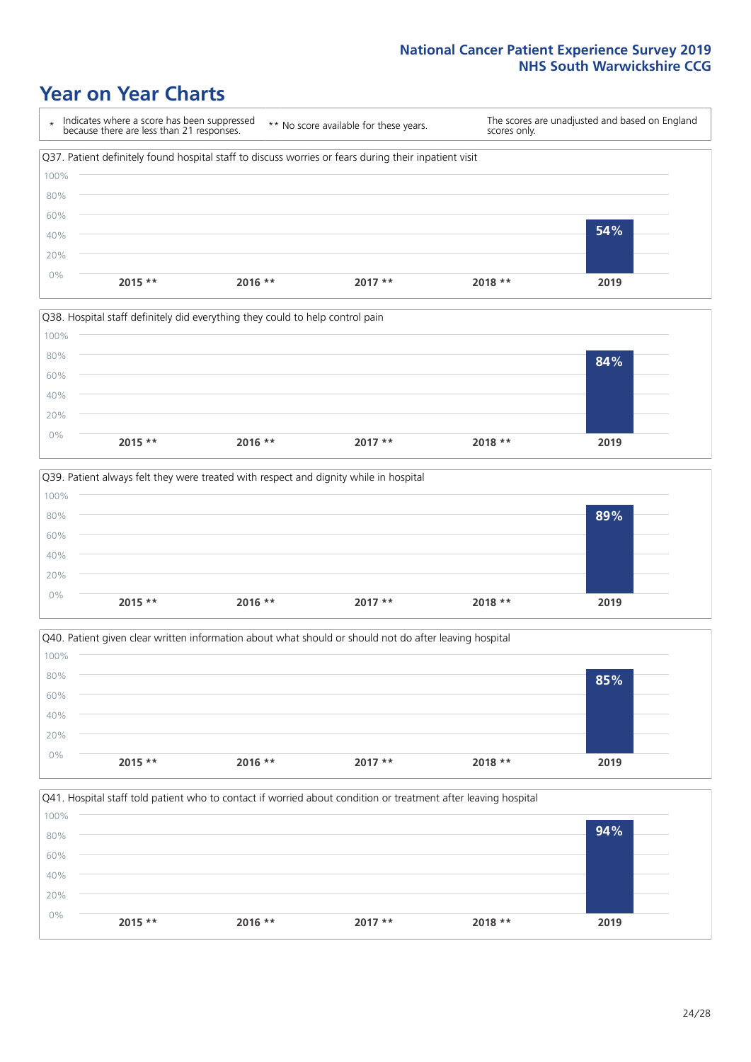# Year on Year Charts

\* Indicates where a score has been suppressed because there are less than 21 responses.

** No score available for these years.

The scores are unadjusted and based on England scores only.

Q37. Patient definitely found hospital staff to discuss worries or fears during their inpatient visit

| 2015 ** | 2016 ** | 2017 ** | 2018 ** | 2019 |
|---|---|---|---|---|
| | | | | 54% |

Q38. Hospital staff definitely did everything they could to help control pain

| 2015 ** | 2016 ** | 2017 ** | 2018 ** | 2019 |
|---|---|---|---|---|
| | | | | 84% |

Q39. Patient always felt they were treated with respect and dignity while in hospital

| 2015 ** | 2016 ** | 2017 ** | 2018 ** | 2019 |
|---|---|---|---|---|
| | | | | 89% |

Q40. Patient given clear written information about what should or should not do after leaving hospital

| 2015 ** | 2016 ** | 2017 ** | 2018 ** | 2019 |
|---|---|---|---|---|
| | | | | 85% |

Q41. Hospital staff told patient who to contact if worried about condition or treatment after leaving hospital

| 2015 ** | 2016 ** | 2017 ** | 2018 ** | 2019 |
|---|---|---|---|---|
| | | | | 94% |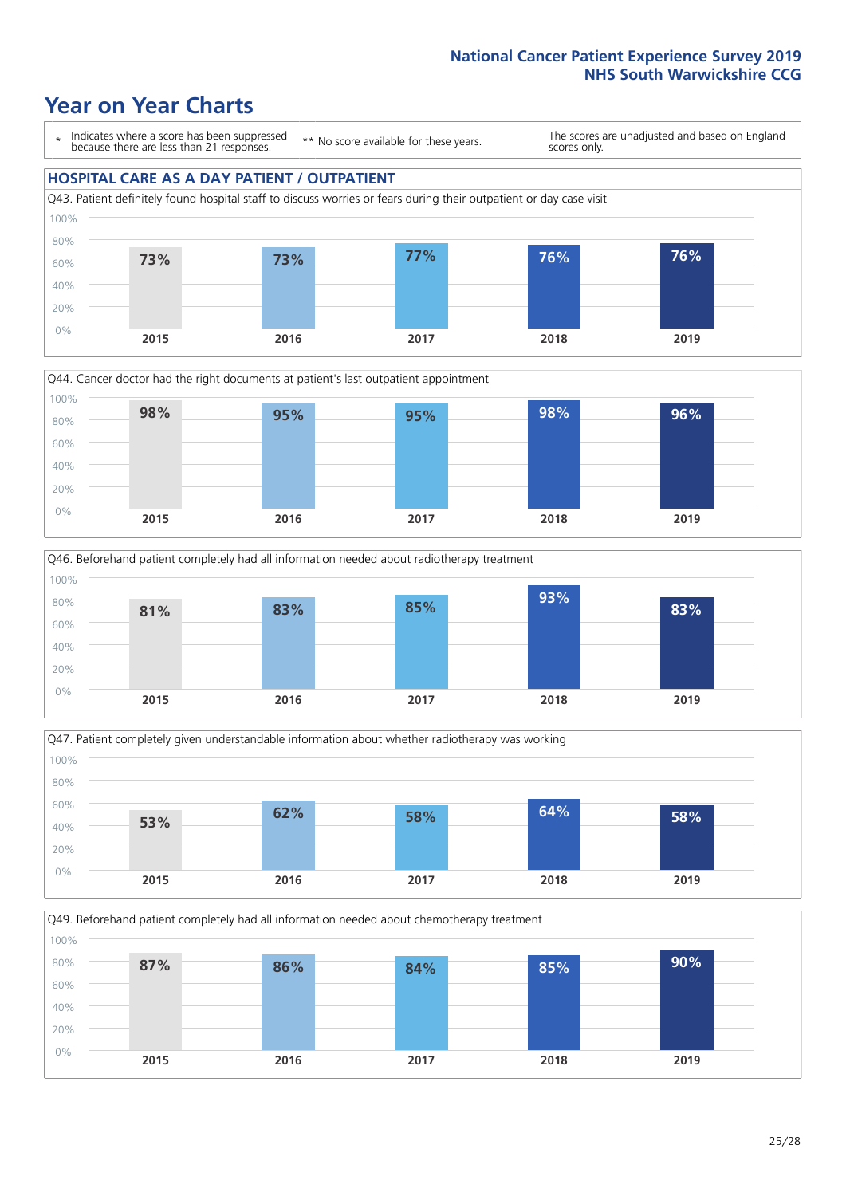# Year on Year Charts

\* Indicates where a score has been suppressed because there are less than 21 responses.

\*\* No score available for these years.

The scores are unadjusted and based on England scores only.

## HOSPITAL CARE AS A DAY PATIENT / OUTPATIENT

Q43. Patient definitely found hospital staff to discuss worries or fears during their outpatient or day case visit

| 2015 | 2016 | 2017 | 2018 | 2019 |
|---|---|---|---|---|
| 73% | 73% | 77% | 76% | 76% |

Q44. Cancer doctor had the right documents at patient's last outpatient appointment

| 2015 | 2016 | 2017 | 2018 | 2019 |
|---|---|---|---|---|
| 98% | 95% | 95% | 98% | 96% |

Q46. Beforehand patient completely had all information needed about radiotherapy treatment

| 2015 | 2016 | 2017 | 2018 | 2019 |
|---|---|---|---|---|
| 81% | 83% | 85% | 93% | 83% |

Q47. Patient completely given understandable information about whether radiotherapy was working

| 2015 | 2016 | 2017 | 2018 | 2019 |
|---|---|---|---|---|
| 53% | 62% | 58% | 64% | 58% |

Q49. Beforehand patient completely had all information needed about chemotherapy treatment

| 2015 | 2016 | 2017 | 2018 | 2019 |
|---|---|---|---|---|
| 87% | 86% | 84% | 85% | 90% |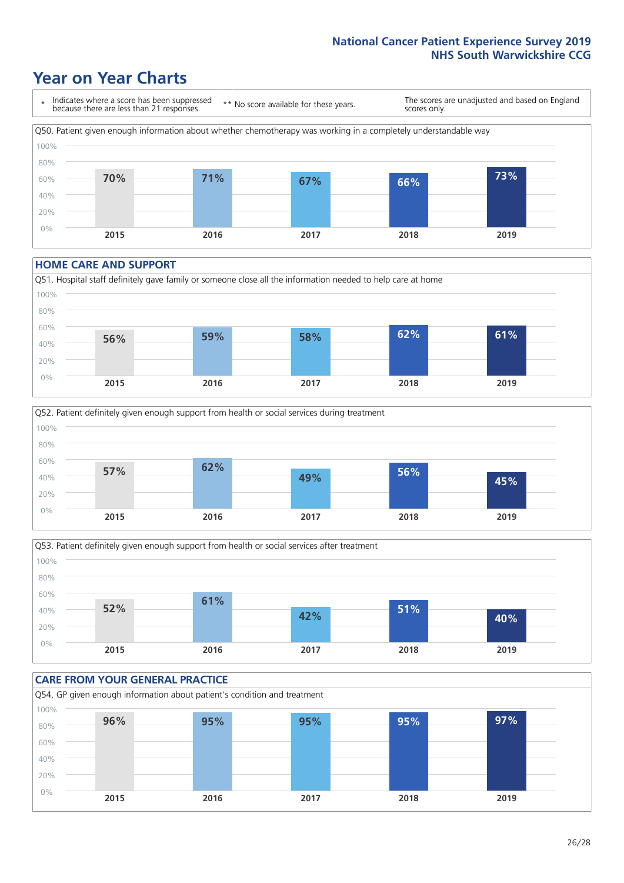# Year on Year Charts

\* Indicates where a score has been suppressed because there are less than 21 responses.

** No score available for these years.

The scores are unadjusted and based on England scores only.

Q50. Patient given enough information about whether chemotherapy was working in a completely understandable way

| 2015 | 2016 | 2017 | 2018 | 2019 |
|---|---|---|---|---|
| 70% | 71% | 67% | 66% | 73% |

## HOME CARE AND SUPPORT

Q51. Hospital staff definitely gave family or someone close all the information needed to help care at home

| 2015 | 2016 | 2017 | 2018 | 2019 |
|---|---|---|---|---|
| 56% | 59% | 58% | 62% | 61% |

Q52. Patient definitely given enough support from health or social services during treatment

| 2015 | 2016 | 2017 | 2018 | 2019 |
|---|---|---|---|---|
| 57% | 62% | 49% | 56% | 45% |

Q53. Patient definitely given enough support from health or social services after treatment

| 2015 | 2016 | 2017 | 2018 | 2019 |
|---|---|---|---|---|
| 52% | 61% | 42% | 51% | 40% |

## CARE FROM YOUR GENERAL PRACTICE

Q54. GP given enough information about patient's condition and treatment

| 2015 | 2016 | 2017 | 2018 | 2019 |
|---|---|---|---|---|
| 96% | 95% | 95% | 95% | 97% |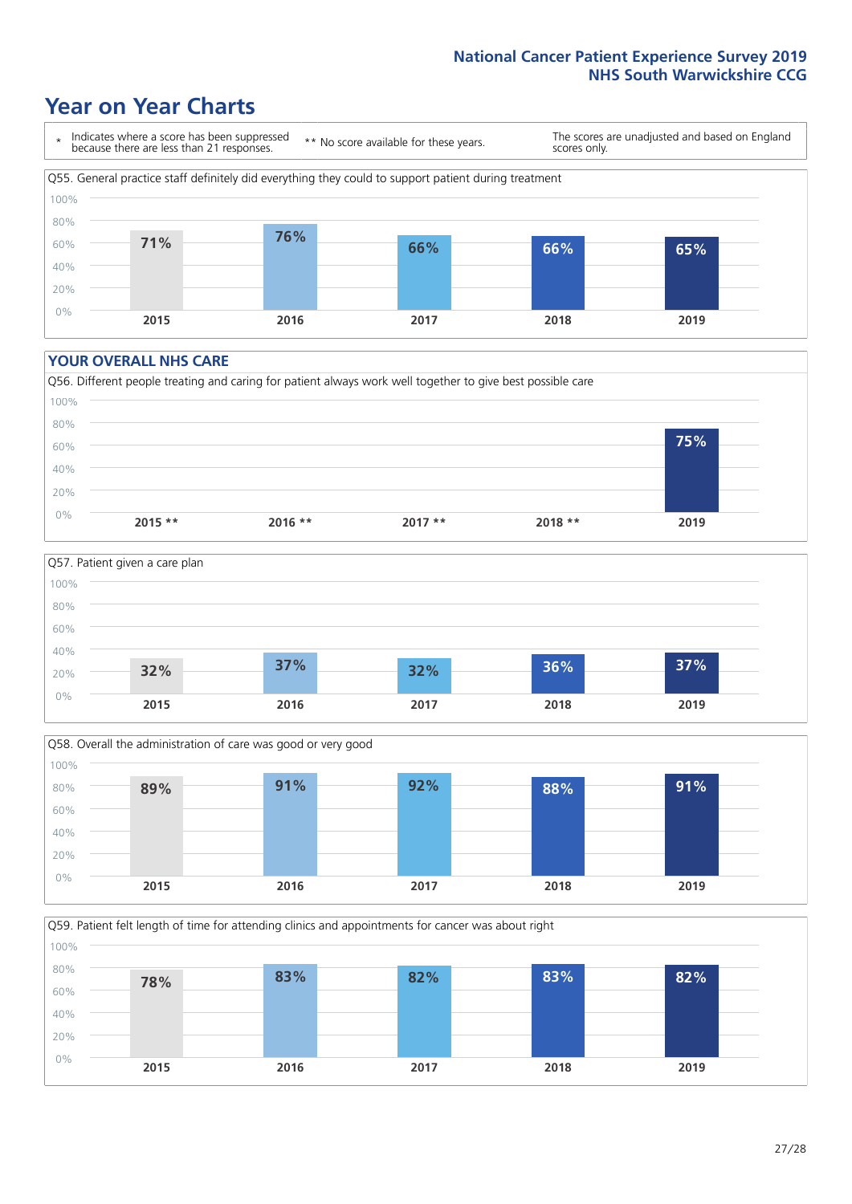## Year on Year Charts

| * Indicates where a score has been suppressed because there are less than 21 responses. | ** No score available for these years. | The scores are unadjusted and based on England scores only. |
|---|---|---|

Q55. General practice staff definitely did everything they could to support patient during treatment

| 2015 | 2016 | 2017 | 2018 | 2019 |
|---|---|---|---|---|
| 71% | 76% | 66% | 66% | 65% |

### YOUR OVERALL NHS CARE

Q56. Different people treating and caring for patient always work well together to give best possible care

| 2015 ** | 2016 ** | 2017 ** | 2018 ** | 2019 |
|---|---|---|---|---|
| | | | | 75% |

Q57. Patient given a care plan

| 2015 | 2016 | 2017 | 2018 | 2019 |
|---|---|---|---|---|
| 32% | 37% | 32% | 36% | 37% |

Q58. Overall the administration of care was good or very good

| 2015 | 2016 | 2017 | 2018 | 2019 |
|---|---|---|---|---|
| 89% | 91% | 92% | 88% | 91% |

Q59. Patient felt length of time for attending clinics and appointments for cancer was about right

| 2015 | 2016 | 2017 | 2018 | 2019 |
|---|---|---|---|---|
| 78% | 83% | 82% | 83% | 82% |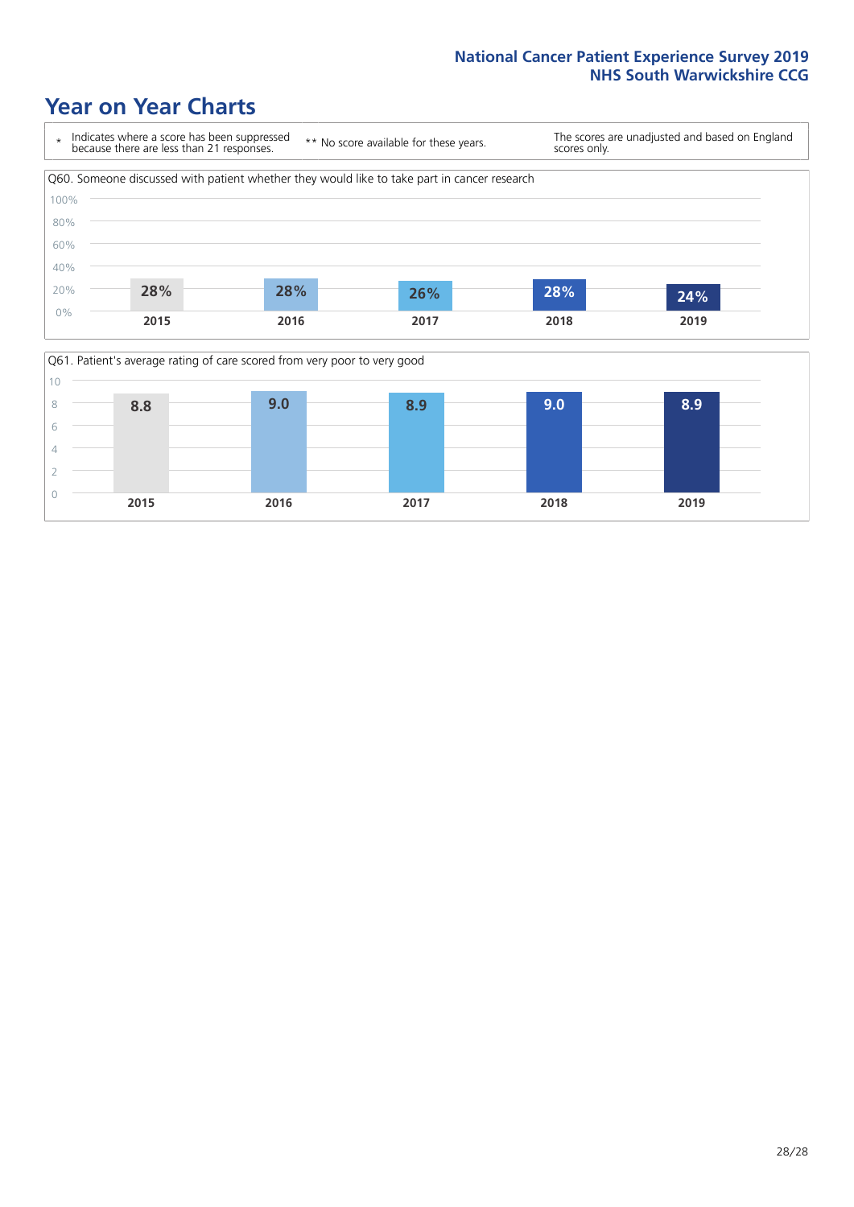# Year on Year Charts

\* Indicates where a score has been suppressed because there are less than 21 responses.

** No score available for these years.

The scores are unadjusted and based on England scores only.

Q60. Someone discussed with patient whether they would like to take part in cancer research

100%
80%
60%
40%
20%
0%

28%
2015
28%
2016
26%
2017
28%
2018
24%
2019

Q61. Patient's average rating of care scored from very poor to very good

10
8
6
4
2
0

8.8
2015
9.0
2016
8.9
2017
9.0
2018
8.9
2019